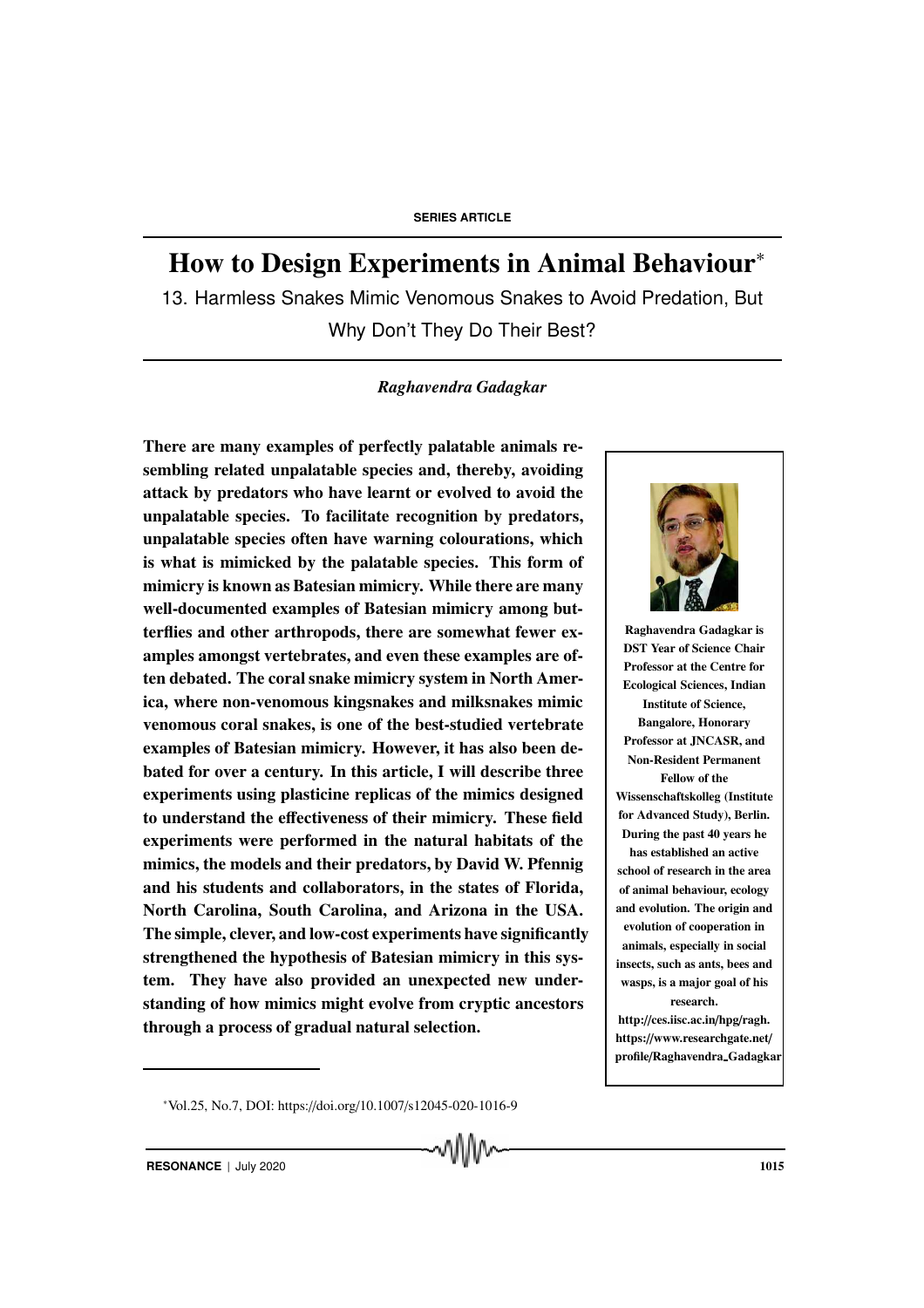SERIES ARTICLE

# How to Design Experiments in Animal Behaviour*

## 13. Harmless Snakes Mimic Venomous Snakes to Avoid Predation, But Why Don't They Do Their Best?

*Raghavendra Gadagkar*

**There are many examples of perfectly palatable animals resembling related unpalatable species and, thereby, avoiding attack by predators who have learnt or evolved to avoid the unpalatable species. To facilitate recognition by predators, unpalatable species often have warning colourations, which is what is mimicked by the palatable species. This form of mimicry is known as Batesian mimicry. While there are many well-documented examples of Batesian mimicry among butterflies and other arthropods, there are somewhat fewer examples amongst vertebrates, and even these examples are often debated. The coral snake mimicry system in North America, where non-venomous kingsnakes and milksnakes mimic venomous coral snakes, is one of the best-studied vertebrate examples of Batesian mimicry. However, it has also been debated for over a century. In this article, I will describe three experiments using plasticine replicas of the mimics designed to understand the effectiveness of their mimicry. These field experiments were performed in the natural habitats of the mimics, the models and their predators, by David W. Pfennig and his students and collaborators, in the states of Florida, North Carolina, South Carolina, and Arizona in the USA. The simple, clever, and low-cost experiments have significantly strengthened the hypothesis of Batesian mimicry in this system. They have also provided an unexpected new understanding of how mimics might evolve from cryptic ancestors through a process of gradual natural selection.**

**Raghavendra Gadagkar is DST Year of Science Chair Professor at the Centre for Ecological Sciences, Indian Institute of Science, Bangalore, Honorary Professor at JNCASR, and Non-Resident Permanent Fellow of the Wissenschaftskolleg (Institute for Advanced Study), Berlin. During the past 40 years he has established an active school of research in the area of animal behaviour, ecology and evolution. The origin and evolution of cooperation in animals, especially in social insects, such as ants, bees and wasps, is a major goal of his research.**
**http://ces.iisc.ac.in/hpg/ragh.**
**https://www.researchgate.net/profile/Raghavendra_Gadagkar**

*Vol.25, No.7, DOI: https://doi.org/10.1007/s12045-020-1016-9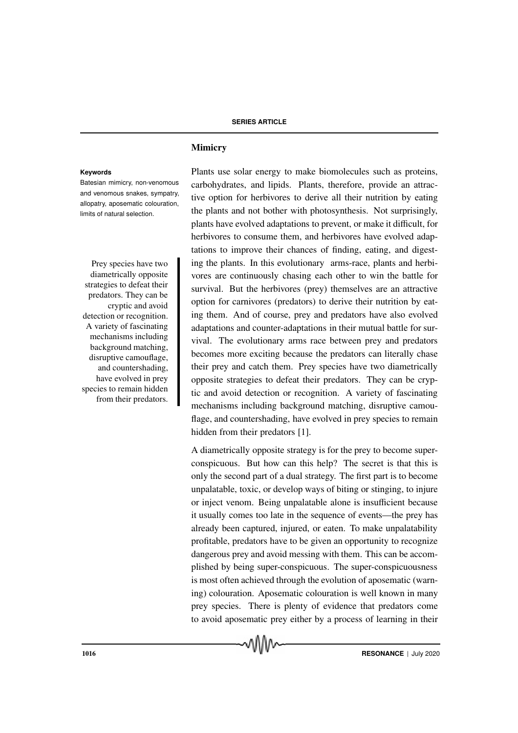## Mimicry

**Keywords**

Batesian mimicry, non-venomous and venomous snakes, sympatry, allopatry, aposematic colouration, limits of natural selection.

Plants use solar energy to make biomolecules such as proteins, carbohydrates, and lipids. Plants, therefore, provide an attractive option for herbivores to derive all their nutrition by eating the plants and not bother with photosynthesis. Not surprisingly, plants have evolved adaptations to prevent, or make it difficult, for herbivores to consume them, and herbivores have evolved adaptations to improve their chances of finding, eating, and digesting the plants. In this evolutionary arms-race, plants and herbivores are continuously chasing each other to win the battle for survival. But the herbivores (prey) themselves are an attractive option for carnivores (predators) to derive their nutrition by eating them. And of course, prey and predators have also evolved adaptations and counter-adaptations in their mutual battle for survival. The evolutionary arms race between prey and predators becomes more exciting because the predators can literally chase their prey and catch them. Prey species have two diametrically opposite strategies to defeat their predators. They can be cryptic and avoid detection or recognition. A variety of fascinating mechanisms including background matching, disruptive camouflage, and countershading, have evolved in prey species to remain hidden from their predators [1].

A diametrically opposite strategy is for the prey to become super-conspicuous. But how can this help? The secret is that this is only the second part of a dual strategy. The first part is to become unpalatable, toxic, or develop ways of biting or stinging, to injure or inject venom. Being unpalatable alone is insufficient because it usually comes too late in the sequence of events—the prey has already been captured, injured, or eaten. To make unpalatability profitable, predators have to be given an opportunity to recognize dangerous prey and avoid messing with them. This can be accomplished by being super-conspicuous. The super-conspicuousness is most often achieved through the evolution of aposematic (warning) colouration. Aposematic colouration is well known in many prey species. There is plenty of evidence that predators come to avoid aposematic prey either by a process of learning in their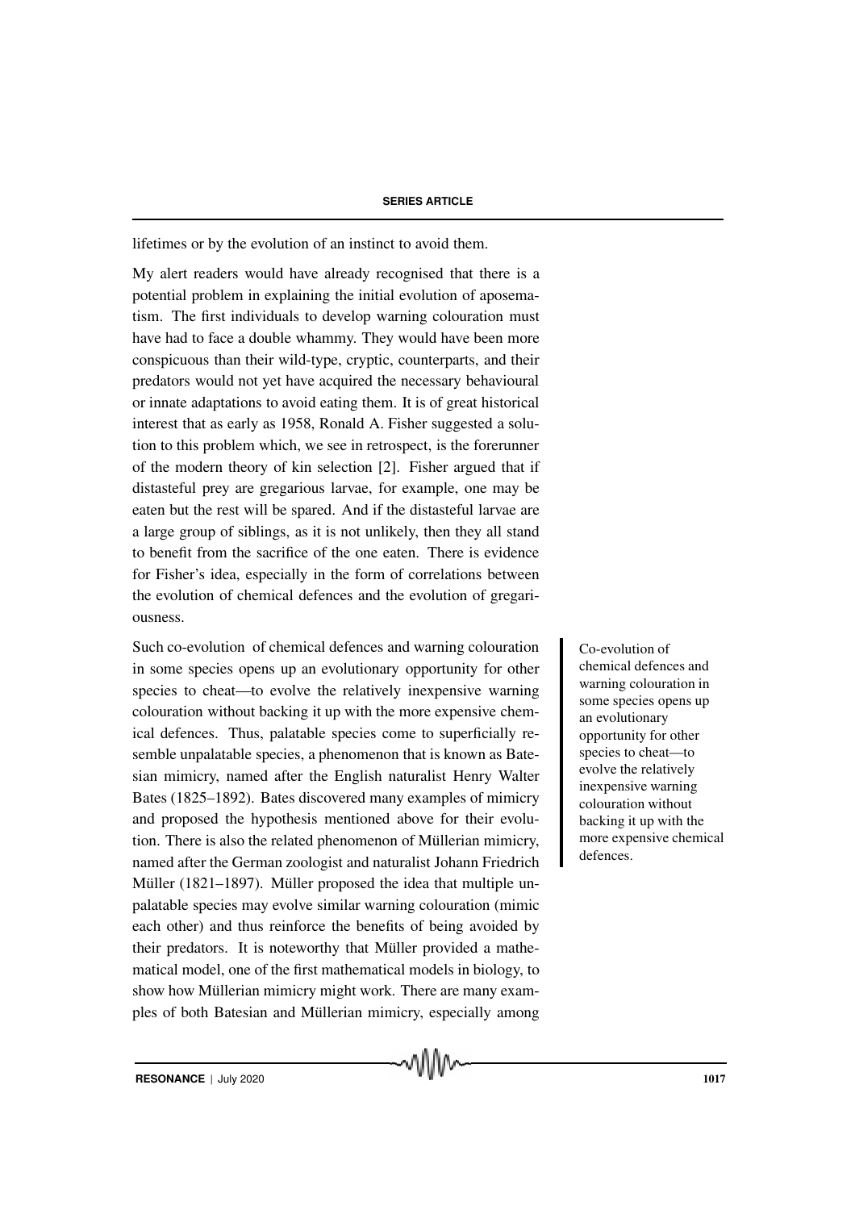lifetimes or by the evolution of an instinct to avoid them.

My alert readers would have already recognised that there is a potential problem in explaining the initial evolution of aposematism. The first individuals to develop warning colouration must have had to face a double whammy. They would have been more conspicuous than their wild-type, cryptic, counterparts, and their predators would not yet have acquired the necessary behavioural or innate adaptations to avoid eating them. It is of great historical interest that as early as 1958, Ronald A. Fisher suggested a solution to this problem which, we see in retrospect, is the forerunner of the modern theory of kin selection [2]. Fisher argued that if distasteful prey are gregarious larvae, for example, one may be eaten but the rest will be spared. And if the distasteful larvae are a large group of siblings, as it is not unlikely, then they all stand to benefit from the sacrifice of the one eaten. There is evidence for Fisher's idea, especially in the form of correlations between the evolution of chemical defences and the evolution of gregariousness.

Such co-evolution of chemical defences and warning colouration in some species opens up an evolutionary opportunity for other species to cheat—to evolve the relatively inexpensive warning colouration without backing it up with the more expensive chemical defences. Thus, palatable species come to superficially resemble unpalatable species, a phenomenon that is known as Batesian mimicry, named after the English naturalist Henry Walter Bates (1825–1892). Bates discovered many examples of mimicry and proposed the hypothesis mentioned above for their evolution. There is also the related phenomenon of Müllerian mimicry, named after the German zoologist and naturalist Johann Friedrich Müller (1821–1897). Müller proposed the idea that multiple unpalatable species may evolve similar warning colouration (mimic each other) and thus reinforce the benefits of being avoided by their predators. It is noteworthy that Müller provided a mathematical model, one of the first mathematical models in biology, to show how Müllerian mimicry might work. There are many examples of both Batesian and Müllerian mimicry, especially among

> Co-evolution of chemical defences and warning colouration in some species opens up an evolutionary opportunity for other species to cheat—to evolve the relatively inexpensive warning colouration without backing it up with the more expensive chemical defences.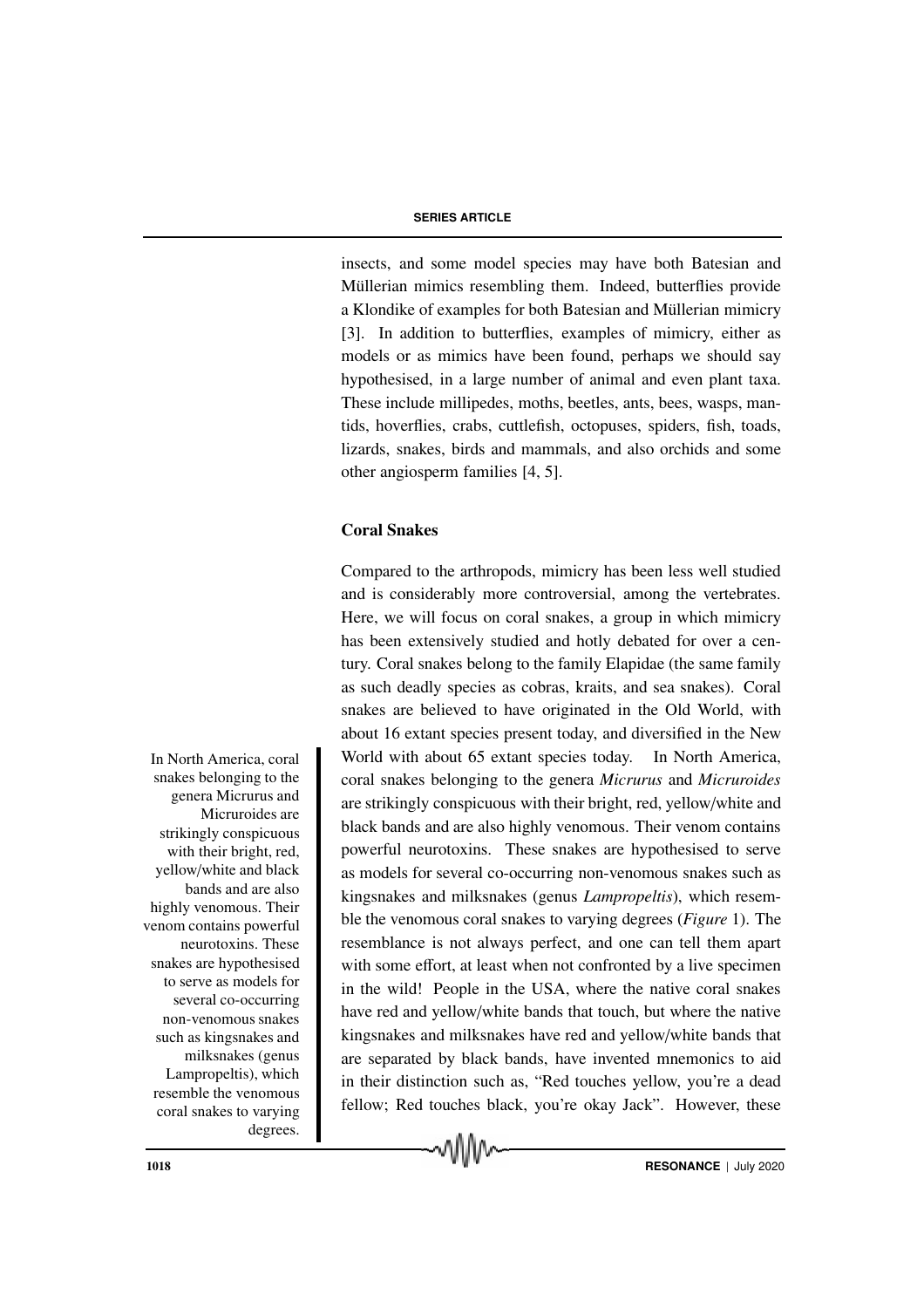insects, and some model species may have both Batesian and Müllerian mimics resembling them. Indeed, butterflies provide a Klondike of examples for both Batesian and Müllerian mimicry [3]. In addition to butterflies, examples of mimicry, either as models or as mimics have been found, perhaps we should say hypothesised, in a large number of animal and even plant taxa. These include millipedes, moths, beetles, ants, bees, wasps, mantids, hoverflies, crabs, cuttlefish, octopuses, spiders, fish, toads, lizards, snakes, birds and mammals, and also orchids and some other angiosperm families [4, 5].

### Coral Snakes

Compared to the arthropods, mimicry has been less well studied and is considerably more controversial, among the vertebrates. Here, we will focus on coral snakes, a group in which mimicry has been extensively studied and hotly debated for over a century. Coral snakes belong to the family Elapidae (the same family as such deadly species as cobras, kraits, and sea snakes). Coral snakes are believed to have originated in the Old World, with about 16 extant species present today, and diversified in the New World with about 65 extant species today. In North America, coral snakes belonging to the genera *Micrurus* and *Micruroides* are strikingly conspicuous with their bright, red, yellow/white and black bands and are also highly venomous. Their venom contains powerful neurotoxins. These snakes are hypothesised to serve as models for several co-occurring non-venomous snakes such as kingsnakes and milksnakes (genus *Lampropeltis*), which resemble the venomous coral snakes to varying degrees (*Figure* 1). The resemblance is not always perfect, and one can tell them apart with some effort, at least when not confronted by a live specimen in the wild! People in the USA, where the native coral snakes have red and yellow/white bands that touch, but where the native kingsnakes and milksnakes have red and yellow/white bands that are separated by black bands, have invented mnemonics to aid in their distinction such as, "Red touches yellow, you're a dead fellow; Red touches black, you're okay Jack". However, these

In North America, coral snakes belonging to the genera Micrurus and Micruroides are strikingly conspicuous with their bright, red, yellow/white and black bands and are also highly venomous. Their venom contains powerful neurotoxins. These snakes are hypothesised to serve as models for several co-occurring non-venomous snakes such as kingsnakes and milksnakes (genus Lampropeltis), which resemble the venomous coral snakes to varying degrees.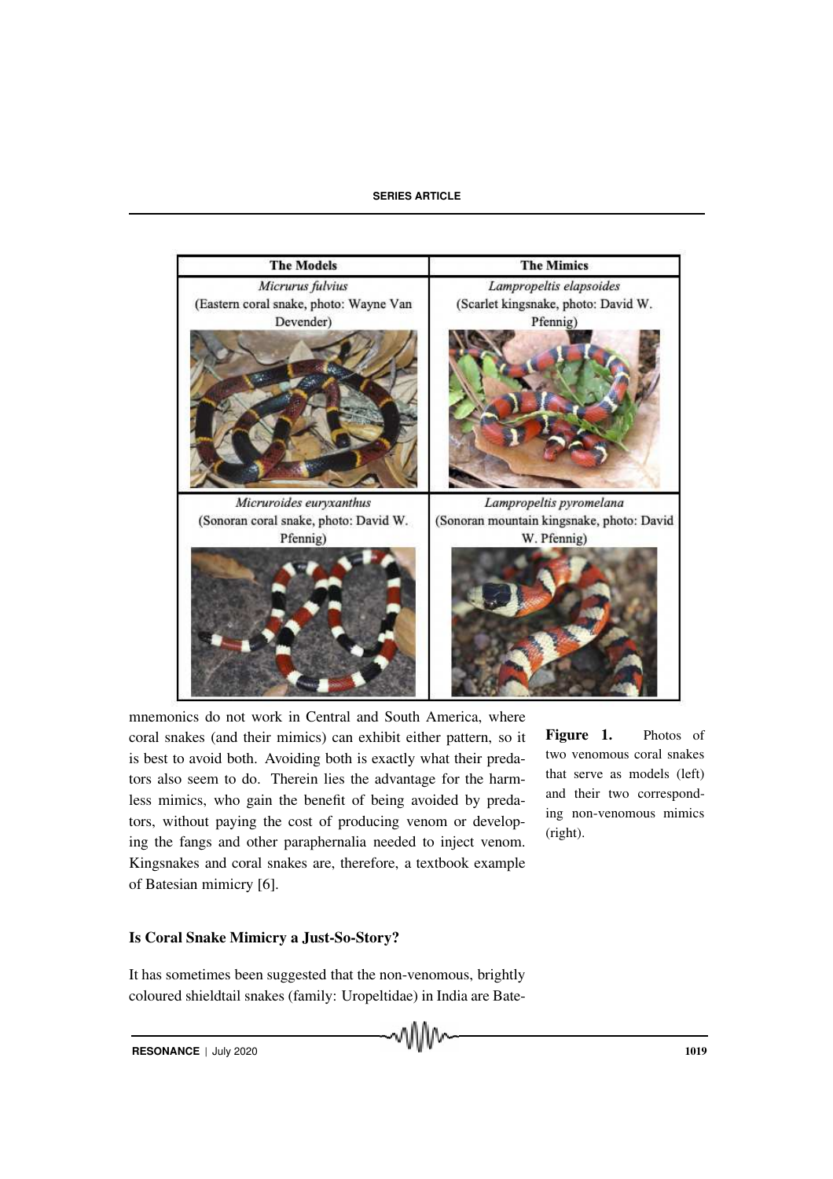| The Models | The Mimics |
|---|---|
| *Micrurus fulvius* (Eastern coral snake, photo: Wayne Van Devender) | *Lampropeltis elapsoides* (Scarlet kingsnake, photo: David W. Pfennig) |
| *Micruroides euryxanthus* (Sonoran coral snake, photo: David W. Pfennig) | *Lampropeltis pyromelana* (Sonoran mountain kingsnake, photo: David W. Pfennig) |

**Figure 1.** Photos of two venomous coral snakes that serve as models (left) and their two corresponding non-venomous mimics (right).

mnemonics do not work in Central and South America, where coral snakes (and their mimics) can exhibit either pattern, so it is best to avoid both. Avoiding both is exactly what their predators also seem to do. Therein lies the advantage for the harmless mimics, who gain the benefit of being avoided by predators, without paying the cost of producing venom or developing the fangs and other paraphernalia needed to inject venom. Kingsnakes and coral snakes are, therefore, a textbook example of Batesian mimicry [6].

## Is Coral Snake Mimicry a Just-So-Story?

It has sometimes been suggested that the non-venomous, brightly coloured shieldtail snakes (family: Uropeltidae) in India are Bate-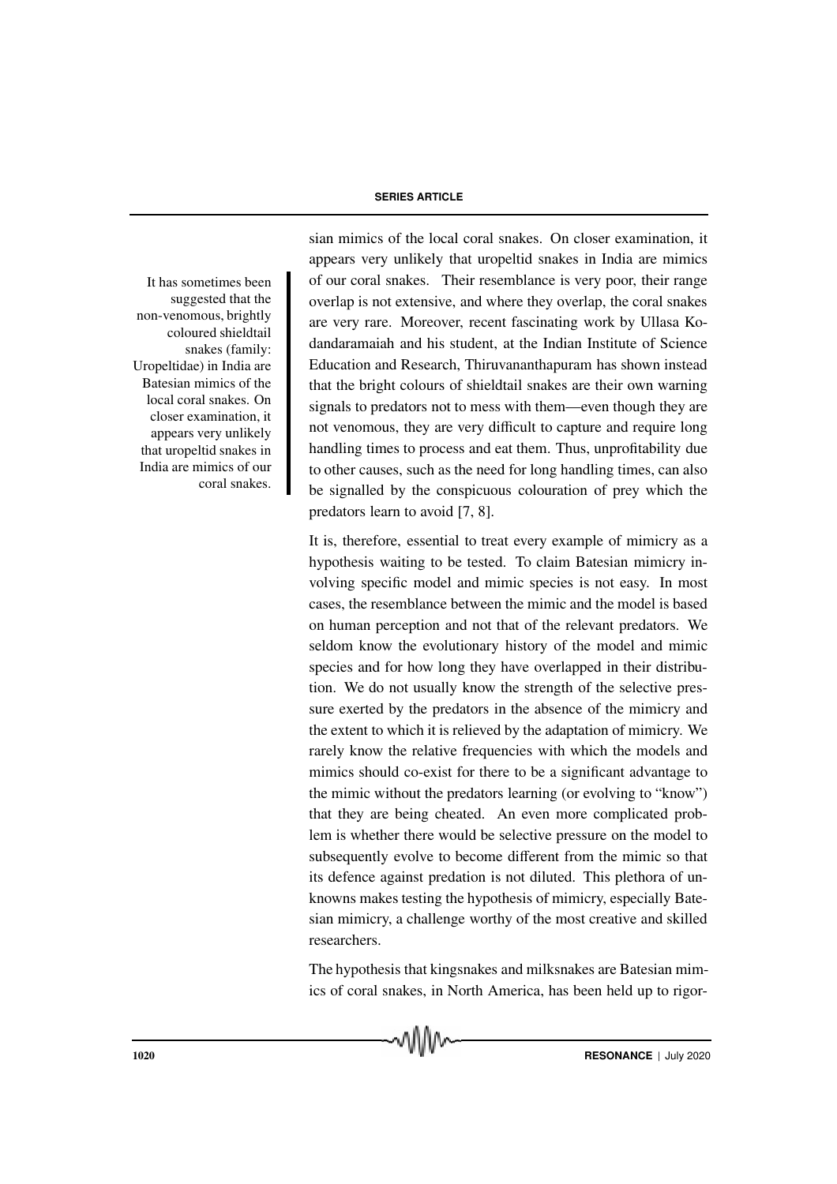sian mimics of the local coral snakes. On closer examination, it appears very unlikely that uropeltid snakes in India are mimics of our coral snakes. Their resemblance is very poor, their range overlap is not extensive, and where they overlap, the coral snakes are very rare. Moreover, recent fascinating work by Ullasa Kodandaramaiah and his student, at the Indian Institute of Science Education and Research, Thiruvananthapuram has shown instead that the bright colours of shieldtail snakes are their own warning signals to predators not to mess with them—even though they are not venomous, they are very difficult to capture and require long handling times to process and eat them. Thus, unprofitability due to other causes, such as the need for long handling times, can also be signalled by the conspicuous colouration of prey which the predators learn to avoid [7, 8].

> It has sometimes been suggested that the non-venomous, brightly coloured shieldtail snakes (family: Uropeltidae) in India are Batesian mimics of the local coral snakes. On closer examination, it appears very unlikely that uropeltid snakes in India are mimics of our coral snakes.

It is, therefore, essential to treat every example of mimicry as a hypothesis waiting to be tested. To claim Batesian mimicry involving specific model and mimic species is not easy. In most cases, the resemblance between the mimic and the model is based on human perception and not that of the relevant predators. We seldom know the evolutionary history of the model and mimic species and for how long they have overlapped in their distribution. We do not usually know the strength of the selective pressure exerted by the predators in the absence of the mimicry and the extent to which it is relieved by the adaptation of mimicry. We rarely know the relative frequencies with which the models and mimics should co-exist for there to be a significant advantage to the mimic without the predators learning (or evolving to "know") that they are being cheated. An even more complicated problem is whether there would be selective pressure on the model to subsequently evolve to become different from the mimic so that its defence against predation is not diluted. This plethora of unknowns makes testing the hypothesis of mimicry, especially Batesian mimicry, a challenge worthy of the most creative and skilled researchers.

The hypothesis that kingsnakes and milksnakes are Batesian mimics of coral snakes, in North America, has been held up to rigor-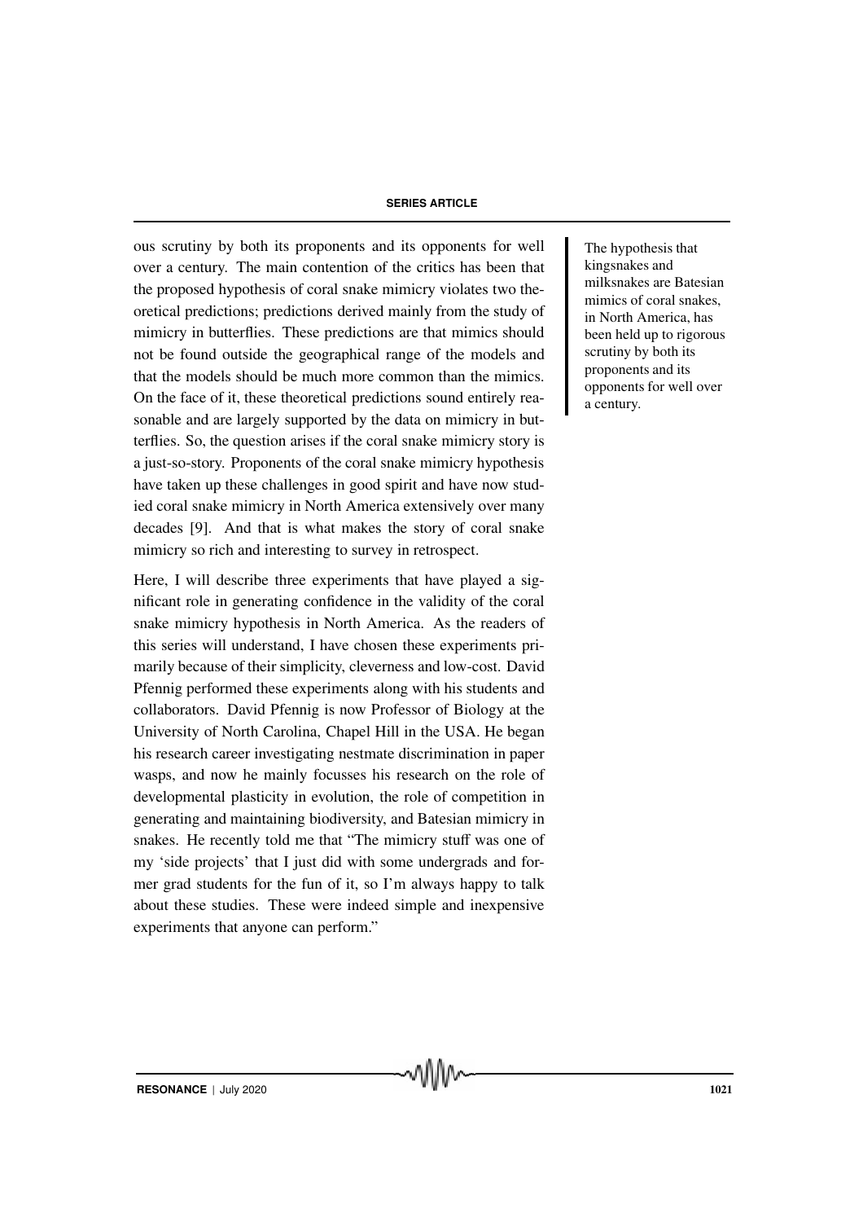ous scrutiny by both its proponents and its opponents for well over a century. The main contention of the critics has been that the proposed hypothesis of coral snake mimicry violates two theoretical predictions; predictions derived mainly from the study of mimicry in butterflies. These predictions are that mimics should not be found outside the geographical range of the models and that the models should be much more common than the mimics. On the face of it, these theoretical predictions sound entirely reasonable and are largely supported by the data on mimicry in butterflies. So, the question arises if the coral snake mimicry story is a just-so-story. Proponents of the coral snake mimicry hypothesis have taken up these challenges in good spirit and have now studied coral snake mimicry in North America extensively over many decades [9]. And that is what makes the story of coral snake mimicry so rich and interesting to survey in retrospect.

> The hypothesis that kingsnakes and milksnakes are Batesian mimics of coral snakes, in North America, has been held up to rigorous scrutiny by both its proponents and its opponents for well over a century.

Here, I will describe three experiments that have played a significant role in generating confidence in the validity of the coral snake mimicry hypothesis in North America. As the readers of this series will understand, I have chosen these experiments primarily because of their simplicity, cleverness and low-cost. David Pfennig performed these experiments along with his students and collaborators. David Pfennig is now Professor of Biology at the University of North Carolina, Chapel Hill in the USA. He began his research career investigating nestmate discrimination in paper wasps, and now he mainly focusses his research on the role of developmental plasticity in evolution, the role of competition in generating and maintaining biodiversity, and Batesian mimicry in snakes. He recently told me that "The mimicry stuff was one of my 'side projects' that I just did with some undergrads and former grad students for the fun of it, so I'm always happy to talk about these studies. These were indeed simple and inexpensive experiments that anyone can perform."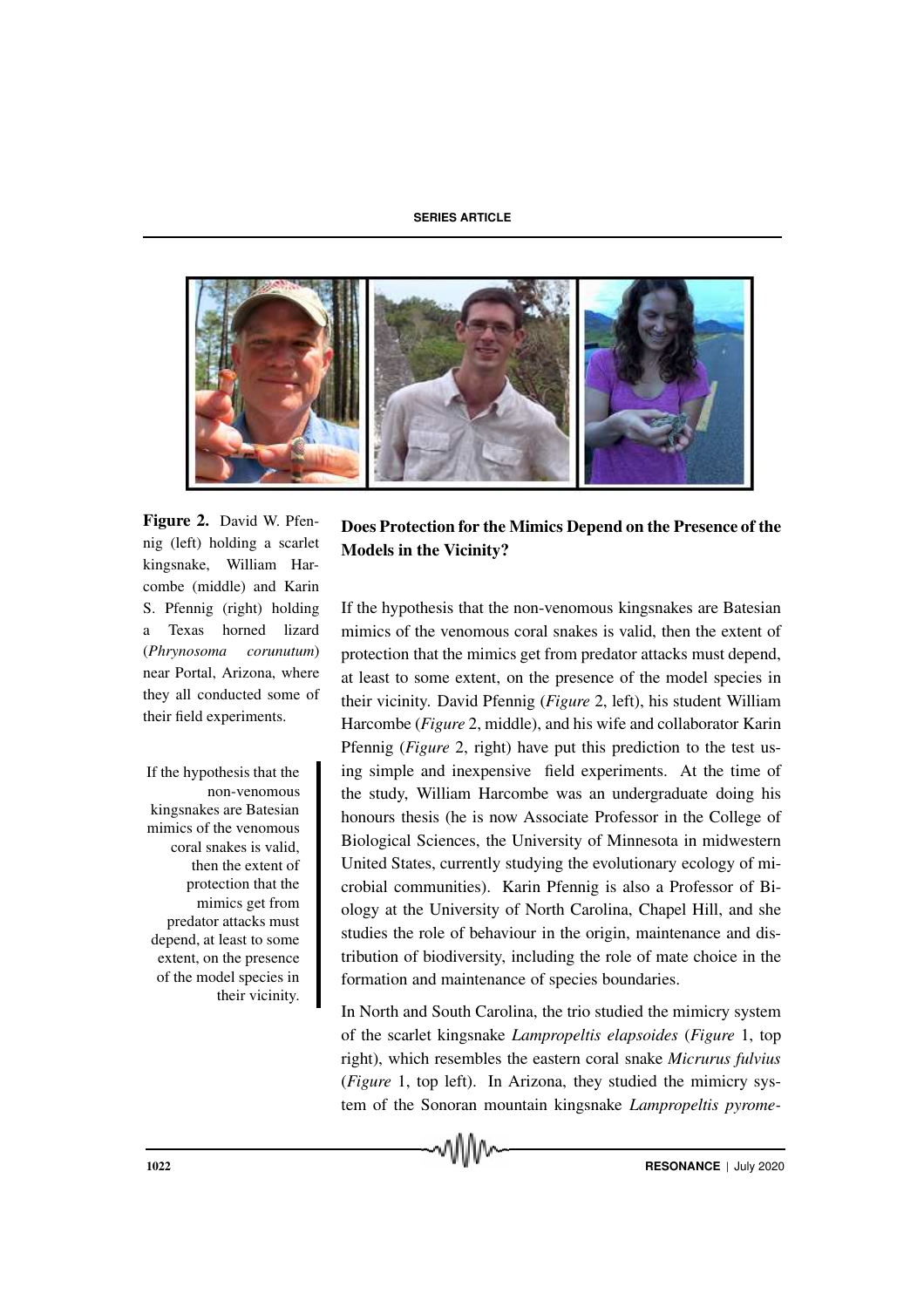**Figure 2.** David W. Pfennig (left) holding a scarlet kingsnake, William Harcombe (middle) and Karin S. Pfennig (right) holding a Texas horned lizard (*Phrynosoma corunutum*) near Portal, Arizona, where they all conducted some of their field experiments.

## Does Protection for the Mimics Depend on the Presence of the Models in the Vicinity?

If the hypothesis that the non-venomous kingsnakes are Batesian mimics of the venomous coral snakes is valid, then the extent of protection that the mimics get from predator attacks must depend, at least to some extent, on the presence of the model species in their vicinity. David Pfennig (*Figure* 2, left), his student William Harcombe (*Figure* 2, middle), and his wife and collaborator Karin Pfennig (*Figure* 2, right) have put this prediction to the test using simple and inexpensive field experiments. At the time of the study, William Harcombe was an undergraduate doing his honours thesis (he is now Associate Professor in the College of Biological Sciences, the University of Minnesota in midwestern United States, currently studying the evolutionary ecology of microbial communities). Karin Pfennig is also a Professor of Biology at the University of North Carolina, Chapel Hill, and she studies the role of behaviour in the origin, maintenance and distribution of biodiversity, including the role of mate choice in the formation and maintenance of species boundaries.

> If the hypothesis that the non-venomous kingsnakes are Batesian mimics of the venomous coral snakes is valid, then the extent of protection that the mimics get from predator attacks must depend, at least to some extent, on the presence of the model species in their vicinity.

In North and South Carolina, the trio studied the mimicry system of the scarlet kingsnake *Lampropeltis elapsoides* (*Figure* 1, top right), which resembles the eastern coral snake *Micrurus fulvius* (*Figure* 1, top left). In Arizona, they studied the mimicry system of the Sonoran mountain kingsnake *Lampropeltis pyrome-*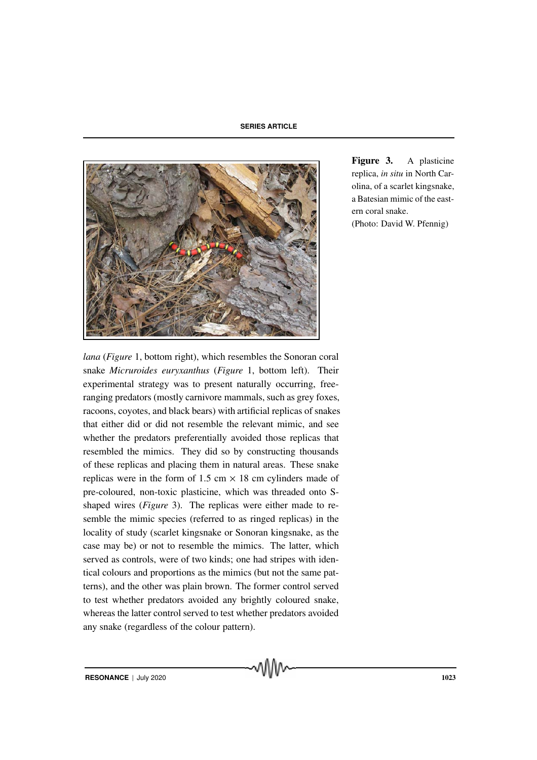Figure 3. A plasticine replica, *in situ* in North Carolina, of a scarlet kingsnake, a Batesian mimic of the eastern coral snake.
(Photo: David W. Pfennig)

*lana* (*Figure* 1, bottom right), which resembles the Sonoran coral snake *Micruroides euryxanthus* (*Figure* 1, bottom left). Their experimental strategy was to present naturally occurring, free-ranging predators (mostly carnivore mammals, such as grey foxes, racoons, coyotes, and black bears) with artificial replicas of snakes that either did or did not resemble the relevant mimic, and see whether the predators preferentially avoided those replicas that resembled the mimics. They did so by constructing thousands of these replicas and placing them in natural areas. These snake replicas were in the form of 1.5 cm × 18 cm cylinders made of pre-coloured, non-toxic plasticine, which was threaded onto S-shaped wires (*Figure* 3). The replicas were either made to resemble the mimic species (referred to as ringed replicas) in the locality of study (scarlet kingsnake or Sonoran kingsnake, as the case may be) or not to resemble the mimics. The latter, which served as controls, were of two kinds; one had stripes with identical colours and proportions as the mimics (but not the same patterns), and the other was plain brown. The former control served to test whether predators avoided any brightly coloured snake, whereas the latter control served to test whether predators avoided any snake (regardless of the colour pattern).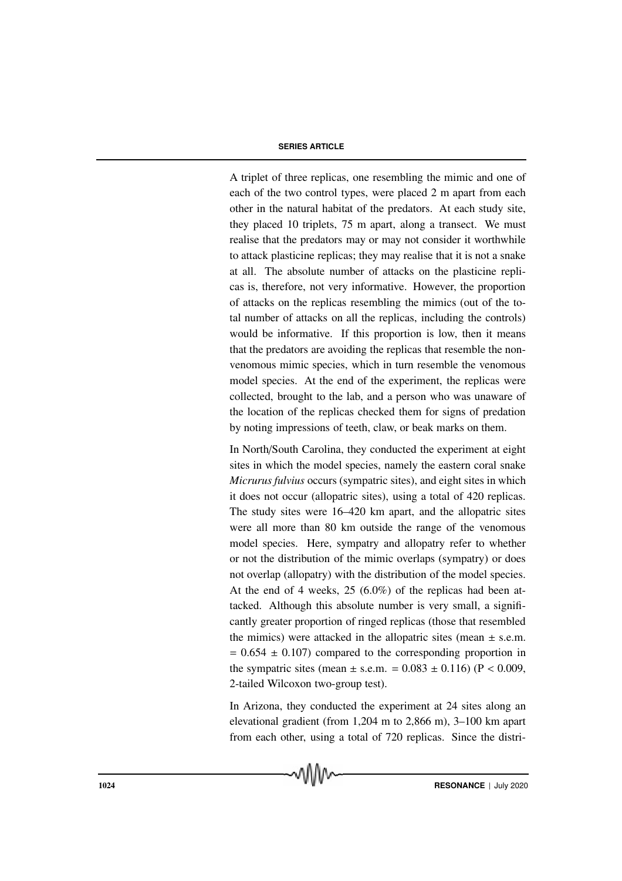A triplet of three replicas, one resembling the mimic and one of each of the two control types, were placed 2 m apart from each other in the natural habitat of the predators. At each study site, they placed 10 triplets, 75 m apart, along a transect. We must realise that the predators may or may not consider it worthwhile to attack plasticine replicas; they may realise that it is not a snake at all. The absolute number of attacks on the plasticine replicas is, therefore, not very informative. However, the proportion of attacks on the replicas resembling the mimics (out of the total number of attacks on all the replicas, including the controls) would be informative. If this proportion is low, then it means that the predators are avoiding the replicas that resemble the non-venomous mimic species, which in turn resemble the venomous model species. At the end of the experiment, the replicas were collected, brought to the lab, and a person who was unaware of the location of the replicas checked them for signs of predation by noting impressions of teeth, claw, or beak marks on them.

In North/South Carolina, they conducted the experiment at eight sites in which the model species, namely the eastern coral snake *Micrurus fulvius* occurs (sympatric sites), and eight sites in which it does not occur (allopatric sites), using a total of 420 replicas. The study sites were 16–420 km apart, and the allopatric sites were all more than 80 km outside the range of the venomous model species. Here, sympatry and allopatry refer to whether or not the distribution of the mimic overlaps (sympatry) or does not overlap (allopatry) with the distribution of the model species. At the end of 4 weeks, 25 (6.0%) of the replicas had been attacked. Although this absolute number is very small, a significantly greater proportion of ringed replicas (those that resembled the mimics) were attacked in the allopatric sites (mean $\pm$ s.e.m. $= 0.654 \pm 0.107$) compared to the corresponding proportion in the sympatric sites (mean $\pm$ s.e.m. $= 0.083 \pm 0.116$) ($P < 0.009$, 2-tailed Wilcoxon two-group test).

In Arizona, they conducted the experiment at 24 sites along an elevational gradient (from 1,204 m to 2,866 m), 3–100 km apart from each other, using a total of 720 replicas. Since the distri-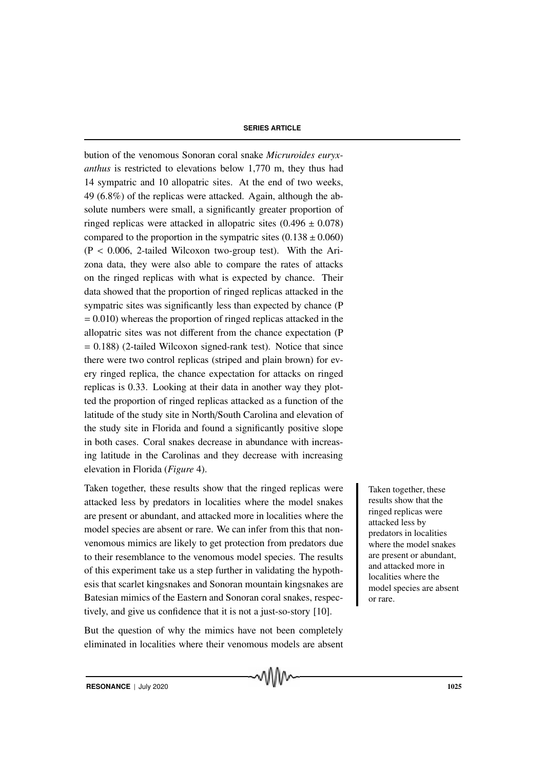bution of the venomous Sonoran coral snake *Micruroides euryxanthus* is restricted to elevations below 1,770 m, they thus had 14 sympatric and 10 allopatric sites. At the end of two weeks, 49 (6.8%) of the replicas were attacked. Again, although the absolute numbers were small, a significantly greater proportion of ringed replicas were attacked in allopatric sites ($0.496 \pm 0.078$) compared to the proportion in the sympatric sites ($0.138 \pm 0.060$) ($P < 0.006$, 2-tailed Wilcoxon two-group test). With the Arizona data, they were also able to compare the rates of attacks on the ringed replicas with what is expected by chance. Their data showed that the proportion of ringed replicas attacked in the sympatric sites was significantly less than expected by chance ($P = 0.010$) whereas the proportion of ringed replicas attacked in the allopatric sites was not different from the chance expectation ($P = 0.188$) (2-tailed Wilcoxon signed-rank test). Notice that since there were two control replicas (striped and plain brown) for every ringed replica, the chance expectation for attacks on ringed replicas is 0.33. Looking at their data in another way they plotted the proportion of ringed replicas attacked as a function of the latitude of the study site in North/South Carolina and elevation of the study site in Florida and found a significantly positive slope in both cases. Coral snakes decrease in abundance with increasing latitude in the Carolinas and they decrease with increasing elevation in Florida (*Figure* 4).

Taken together, these results show that the ringed replicas were attacked less by predators in localities where the model snakes are present or abundant, and attacked more in localities where the model species are absent or rare. We can infer from this that non-venomous mimics are likely to get protection from predators due to their resemblance to the venomous model species. The results of this experiment take us a step further in validating the hypothesis that scarlet kingsnakes and Sonoran mountain kingsnakes are Batesian mimics of the Eastern and Sonoran coral snakes, respectively, and give us confidence that it is not a just-so-story [10].

> Taken together, these results show that the ringed replicas were attacked less by predators in localities where the model snakes are present or abundant, and attacked more in localities where the model species are absent or rare.

But the question of why the mimics have not been completely eliminated in localities where their venomous models are absent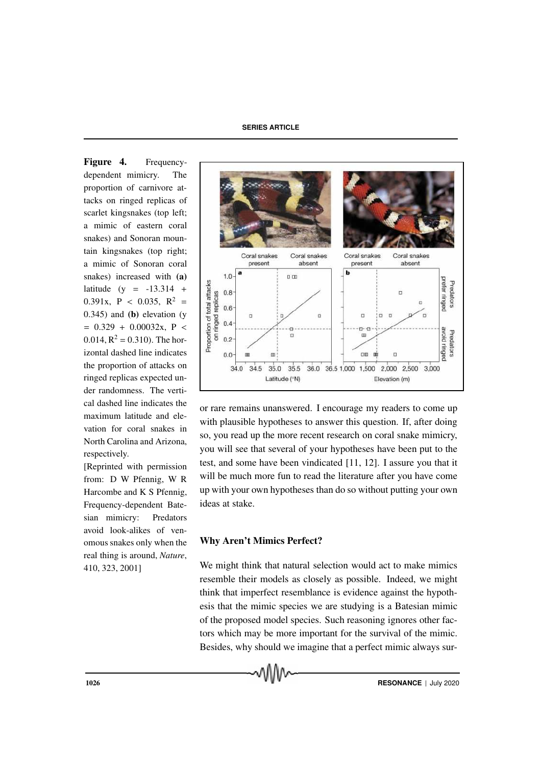**Figure 4.** Frequency-dependent mimicry. The proportion of carnivore attacks on ringed replicas of scarlet kingsnakes (top left; a mimic of eastern coral snakes) and Sonoran mountain kingsnakes (top right; a mimic of Sonoran coral snakes) increased with **(a)** latitude ($y = -13.314 + 0.391x$, $P < 0.035$, $R^2 = 0.345$) and **(b)** elevation ($y = 0.329 + 0.00032x$, $P < 0.014$, $R^2 = 0.310$). The horizontal dashed line indicates the proportion of attacks on ringed replicas expected under randomness. The vertical dashed line indicates the maximum latitude and elevation for coral snakes in North Carolina and Arizona, respectively.

[Reprinted with permission from: D W Pfennig, W R Harcombe and K S Pfennig, Frequency-dependent Batesian mimicry: Predators avoid look-alikes of venomous snakes only when the real thing is around, *Nature*, 410, 323, 2001]

or rare remains unanswered. I encourage my readers to come up with plausible hypotheses to answer this question. If, after doing so, you read up the more recent research on coral snake mimicry, you will see that several of your hypotheses have been put to the test, and some have been vindicated [11, 12]. I assure you that it will be much more fun to read the literature after you have come up with your own hypotheses than do so without putting your own ideas at stake.

## Why Aren't Mimics Perfect?

We might think that natural selection would act to make mimics resemble their models as closely as possible. Indeed, we might think that imperfect resemblance is evidence against the hypothesis that the mimic species we are studying is a Batesian mimic of the proposed model species. Such reasoning ignores other factors which may be more important for the survival of the mimic. Besides, why should we imagine that a perfect mimic always sur-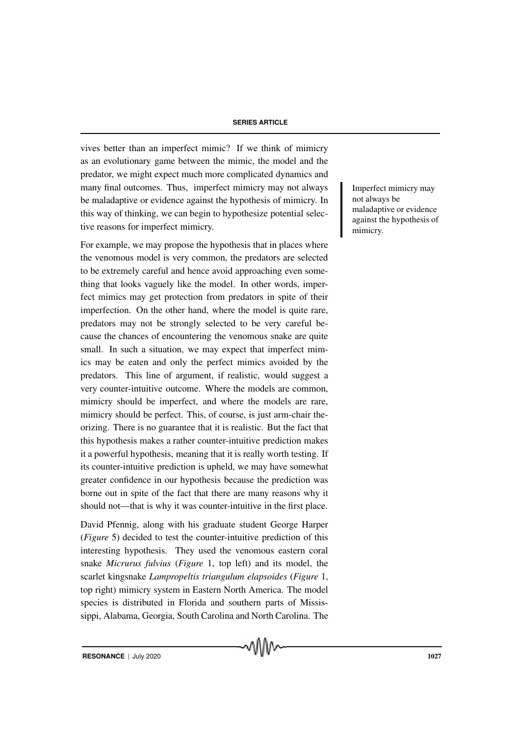vives better than an imperfect mimic? If we think of mimicry as an evolutionary game between the mimic, the model and the predator, we might expect much more complicated dynamics and many final outcomes. Thus, imperfect mimicry may not always be maladaptive or evidence against the hypothesis of mimicry. In this way of thinking, we can begin to hypothesize potential selective reasons for imperfect mimicry.

Imperfect mimicry may not always be maladaptive or evidence against the hypothesis of mimicry.

For example, we may propose the hypothesis that in places where the venomous model is very common, the predators are selected to be extremely careful and hence avoid approaching even something that looks vaguely like the model. In other words, imperfect mimics may get protection from predators in spite of their imperfection. On the other hand, where the model is quite rare, predators may not be strongly selected to be very careful because the chances of encountering the venomous snake are quite small. In such a situation, we may expect that imperfect mimics may be eaten and only the perfect mimics avoided by the predators. This line of argument, if realistic, would suggest a very counter-intuitive outcome. Where the models are common, mimicry should be imperfect, and where the models are rare, mimicry should be perfect. This, of course, is just arm-chair theorizing. There is no guarantee that it is realistic. But the fact that this hypothesis makes a rather counter-intuitive prediction makes it a powerful hypothesis, meaning that it is really worth testing. If its counter-intuitive prediction is upheld, we may have somewhat greater confidence in our hypothesis because the prediction was borne out in spite of the fact that there are many reasons why it should not—that is why it was counter-intuitive in the first place.

David Pfennig, along with his graduate student George Harper (*Figure* 5) decided to test the counter-intuitive prediction of this interesting hypothesis. They used the venomous eastern coral snake *Micrurus fulvius* (*Figure* 1, top left) and its model, the scarlet kingsnake *Lampropeltis triangulum elapsoides* (*Figure* 1, top right) mimicry system in Eastern North America. The model species is distributed in Florida and southern parts of Mississippi, Alabama, Georgia, South Carolina and North Carolina. The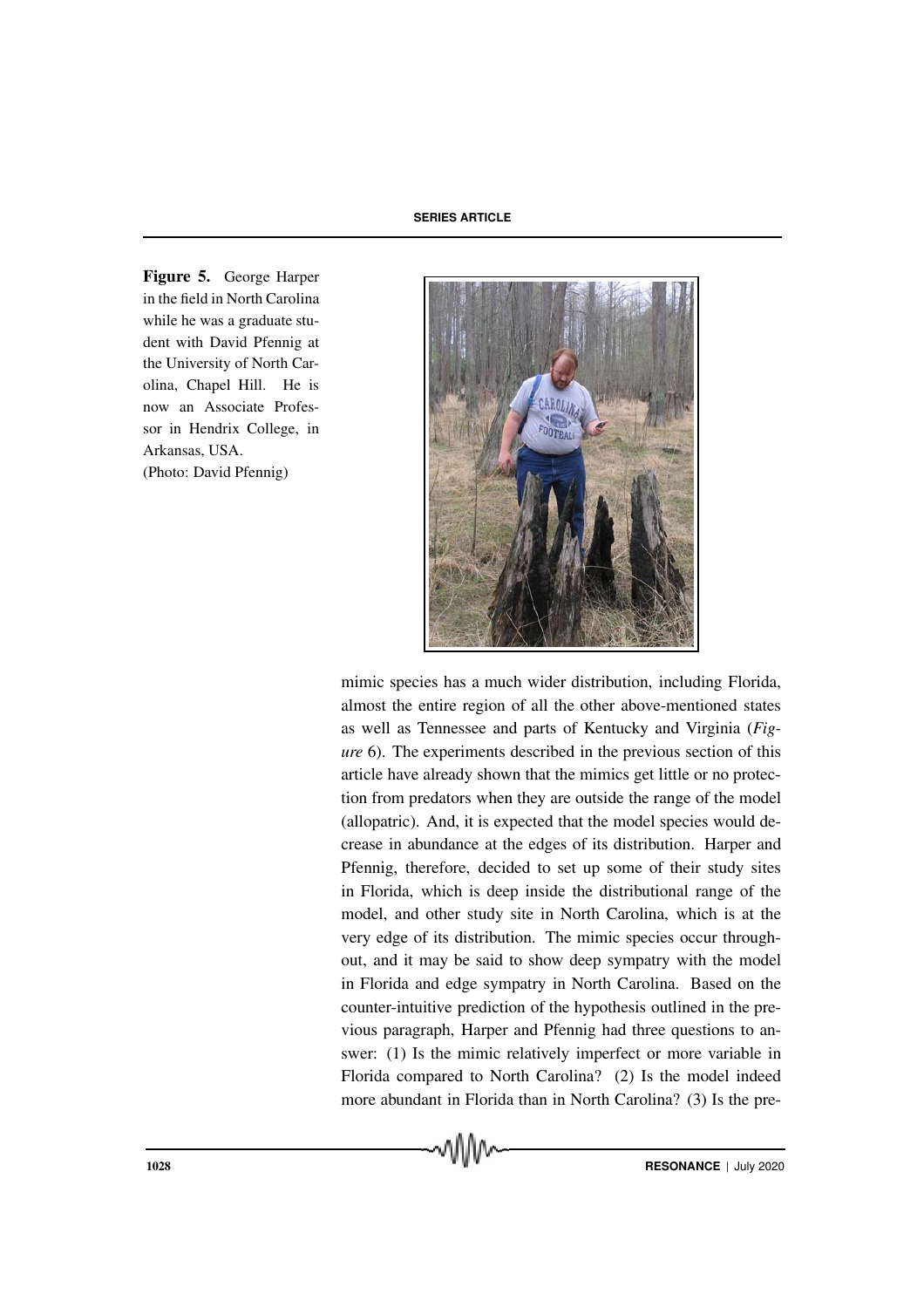**Figure 5.** George Harper in the field in North Carolina while he was a graduate student with David Pfennig at the University of North Carolina, Chapel Hill. He is now an Associate Professor in Hendrix College, in Arkansas, USA.
(Photo: David Pfennig)

mimic species has a much wider distribution, including Florida, almost the entire region of all the other above-mentioned states as well as Tennessee and parts of Kentucky and Virginia (*Figure* 6). The experiments described in the previous section of this article have already shown that the mimics get little or no protection from predators when they are outside the range of the model (allopatric). And, it is expected that the model species would decrease in abundance at the edges of its distribution. Harper and Pfennig, therefore, decided to set up some of their study sites in Florida, which is deep inside the distributional range of the model, and other study site in North Carolina, which is at the very edge of its distribution. The mimic species occur throughout, and it may be said to show deep sympatry with the model in Florida and edge sympatry in North Carolina. Based on the counter-intuitive prediction of the hypothesis outlined in the previous paragraph, Harper and Pfennig had three questions to answer: (1) Is the mimic relatively imperfect or more variable in Florida compared to North Carolina? (2) Is the model indeed more abundant in Florida than in North Carolina? (3) Is the pre-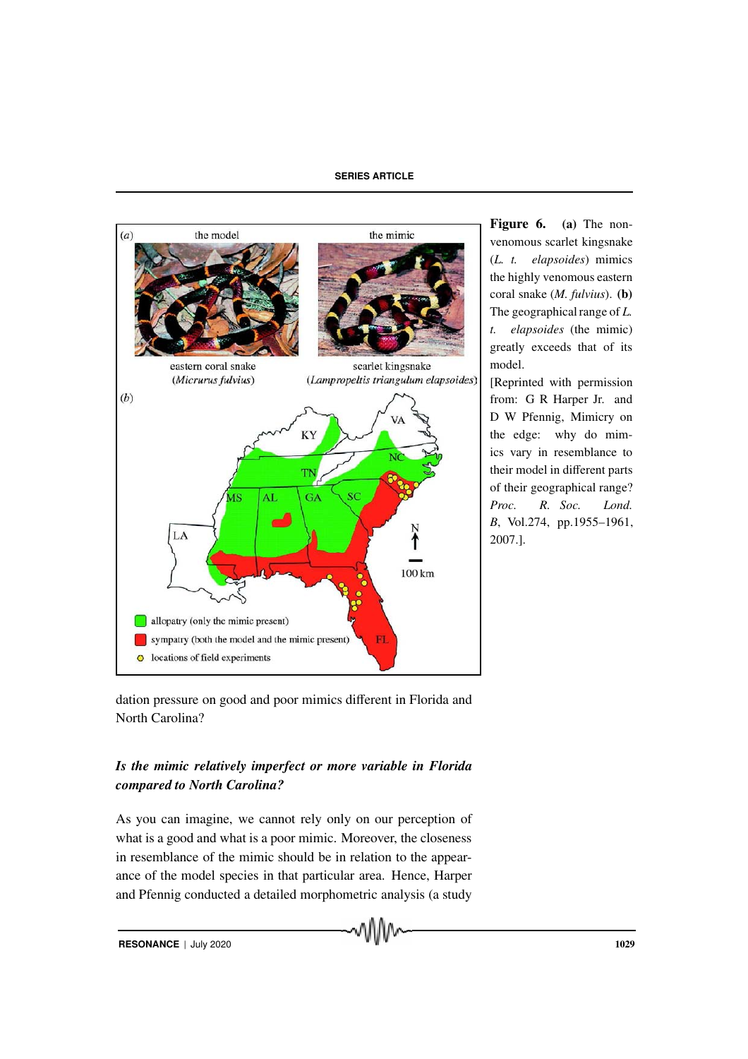Figure 6. **(a)** The non-venomous scarlet kingsnake (*L. t. elapsoides*) mimics the highly venomous eastern coral snake (*M. fulvius*). **(b)** The geographical range of *L. t. elapsoides* (the mimic) greatly exceeds that of its model.

[Reprinted with permission from: G R Harper Jr. and D W Pfennig, Mimicry on the edge: why do mimics vary in resemblance to their model in different parts of their geographical range? *Proc. R. Soc. Lond. B*, Vol.274, pp.1955–1961, 2007.].

dation pressure on good and poor mimics different in Florida and North Carolina?

### *Is the mimic relatively imperfect or more variable in Florida compared to North Carolina?*

As you can imagine, we cannot rely only on our perception of what is a good and what is a poor mimic. Moreover, the closeness in resemblance of the mimic should be in relation to the appearance of the model species in that particular area. Hence, Harper and Pfennig conducted a detailed morphometric analysis (a study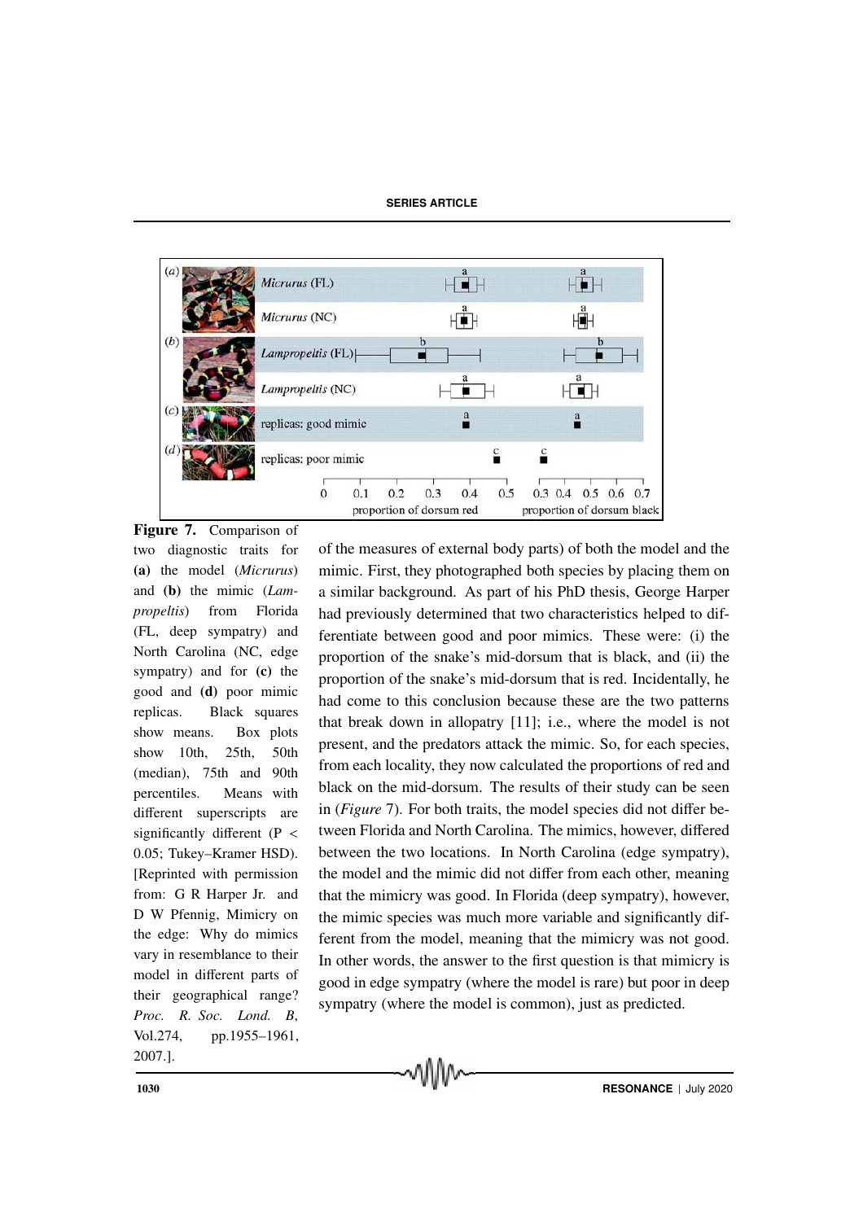**Figure 7.** Comparison of two diagnostic traits for **(a)** the model (*Micrurus*) and **(b)** the mimic (*Lampropeltis*) from Florida (FL, deep sympatry) and North Carolina (NC, edge sympatry) and for **(c)** the good and **(d)** poor mimic replicas. Black squares show means. Box plots show 10th, 25th, 50th (median), 75th and 90th percentiles. Means with different superscripts are significantly different ($P < 0.05$; Tukey–Kramer HSD). [Reprinted with permission from: G R Harper Jr. and D W Pfennig, Mimicry on the edge: Why do mimics vary in resemblance to their model in different parts of their geographical range? *Proc. R. Soc. Lond. B*, Vol.274, pp.1955–1961, 2007.].

of the measures of external body parts) of both the model and the mimic. First, they photographed both species by placing them on a similar background. As part of his PhD thesis, George Harper had previously determined that two characteristics helped to differentiate between good and poor mimics. These were: (i) the proportion of the snake's mid-dorsum that is black, and (ii) the proportion of the snake's mid-dorsum that is red. Incidentally, he had come to this conclusion because these are the two patterns that break down in allopatry [11]; i.e., where the model is not present, and the predators attack the mimic. So, for each species, from each locality, they now calculated the proportions of red and black on the mid-dorsum. The results of their study can be seen in (*Figure* 7). For both traits, the model species did not differ between Florida and North Carolina. The mimics, however, differed between the two locations. In North Carolina (edge sympatry), the model and the mimic did not differ from each other, meaning that the mimicry was good. In Florida (deep sympatry), however, the mimic species was much more variable and significantly different from the model, meaning that the mimicry was not good. In other words, the answer to the first question is that mimicry is good in edge sympatry (where the model is rare) but poor in deep sympatry (where the model is common), just as predicted.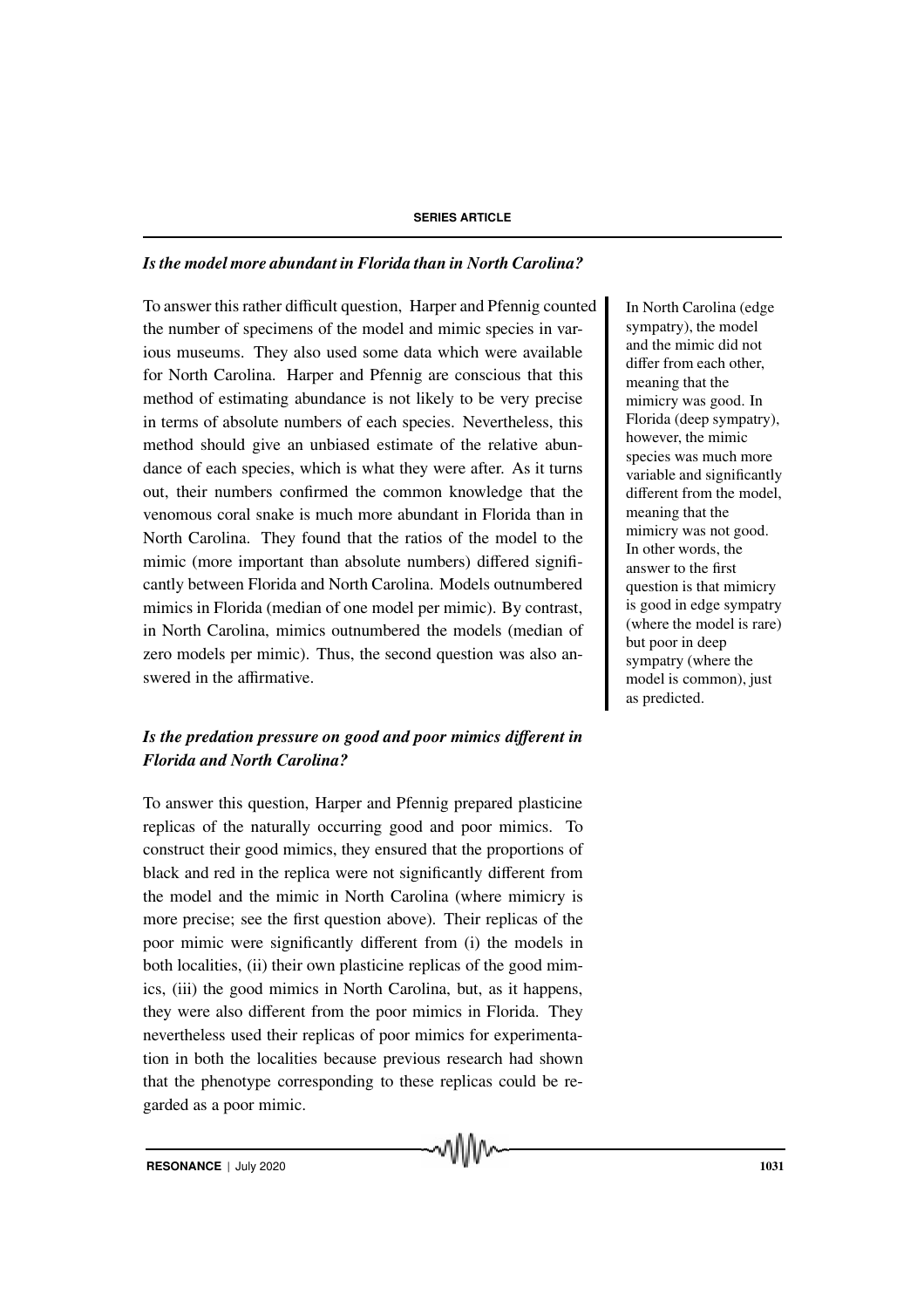### *Is the model more abundant in Florida than in North Carolina?*

To answer this rather difficult question, Harper and Pfennig counted the number of specimens of the model and mimic species in various museums. They also used some data which were available for North Carolina. Harper and Pfennig are conscious that this method of estimating abundance is not likely to be very precise in terms of absolute numbers of each species. Nevertheless, this method should give an unbiased estimate of the relative abundance of each species, which is what they were after. As it turns out, their numbers confirmed the common knowledge that the venomous coral snake is much more abundant in Florida than in North Carolina. They found that the ratios of the model to the mimic (more important than absolute numbers) differed significantly between Florida and North Carolina. Models outnumbered mimics in Florida (median of one model per mimic). By contrast, in North Carolina, mimics outnumbered the models (median of zero models per mimic). Thus, the second question was also answered in the affirmative.

In North Carolina (edge sympatry), the model and the mimic did not differ from each other, meaning that the mimicry was good. In Florida (deep sympatry), however, the mimic species was much more variable and significantly different from the model, meaning that the mimicry was not good. In other words, the answer to the first question is that mimicry is good in edge sympatry (where the model is rare) but poor in deep sympatry (where the model is common), just as predicted.

### *Is the predation pressure on good and poor mimics different in Florida and North Carolina?*

To answer this question, Harper and Pfennig prepared plasticine replicas of the naturally occurring good and poor mimics. To construct their good mimics, they ensured that the proportions of black and red in the replica were not significantly different from the model and the mimic in North Carolina (where mimicry is more precise; see the first question above). Their replicas of the poor mimic were significantly different from (i) the models in both localities, (ii) their own plasticine replicas of the good mimics, (iii) the good mimics in North Carolina, but, as it happens, they were also different from the poor mimics in Florida. They nevertheless used their replicas of poor mimics for experimentation in both the localities because previous research had shown that the phenotype corresponding to these replicas could be regarded as a poor mimic.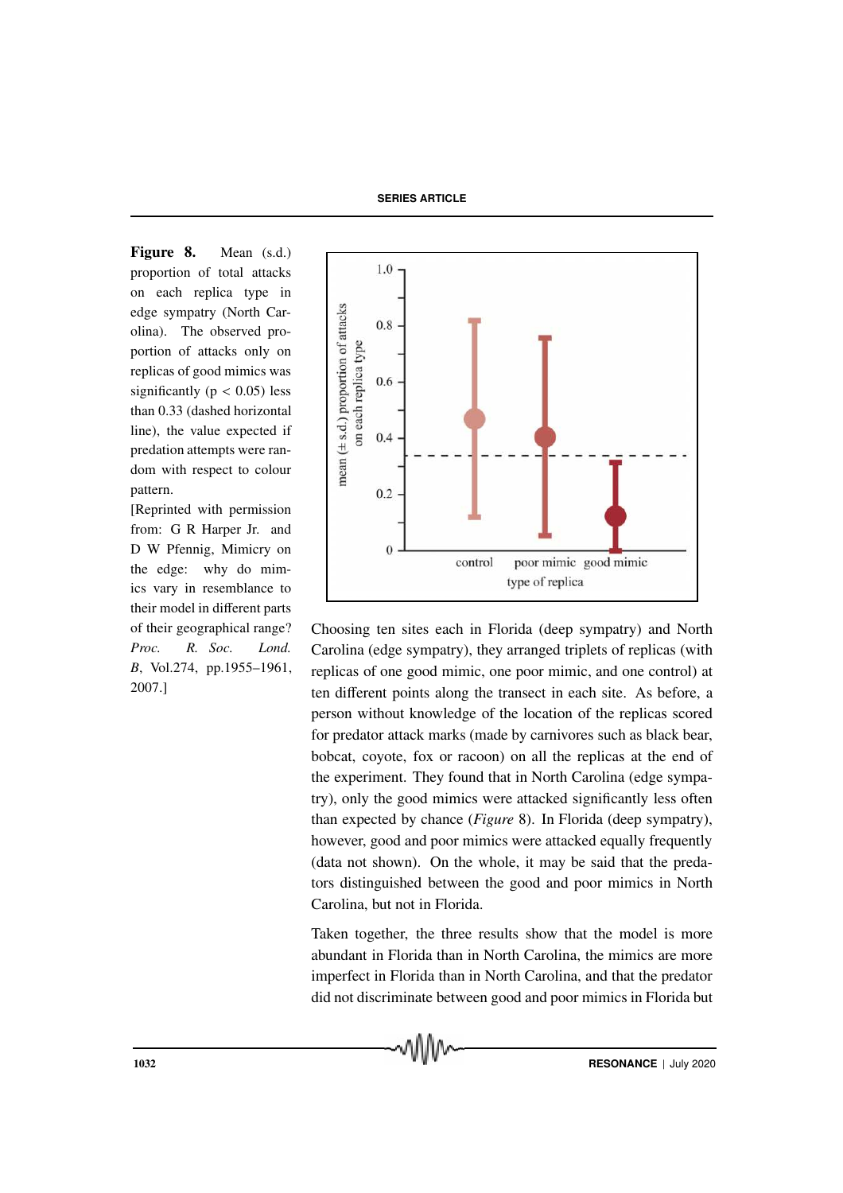**Figure 8.** Mean (s.d.) proportion of total attacks on each replica type in edge sympatry (North Carolina). The observed proportion of attacks only on replicas of good mimics was significantly ($p < 0.05$) less than 0.33 (dashed horizontal line), the value expected if predation attempts were random with respect to colour pattern.
[Reprinted with permission from: G R Harper Jr. and D W Pfennig, Mimicry on the edge: why do mimics vary in resemblance to their model in different parts of their geographical range? *Proc. R. Soc. Lond. B*, Vol.274, pp.1955–1961, 2007.]

Choosing ten sites each in Florida (deep sympatry) and North Carolina (edge sympatry), they arranged triplets of replicas (with replicas of one good mimic, one poor mimic, and one control) at ten different points along the transect in each site. As before, a person without knowledge of the location of the replicas scored for predator attack marks (made by carnivores such as black bear, bobcat, coyote, fox or racoon) on all the replicas at the end of the experiment. They found that in North Carolina (edge sympatry), only the good mimics were attacked significantly less often than expected by chance (*Figure* 8). In Florida (deep sympatry), however, good and poor mimics were attacked equally frequently (data not shown). On the whole, it may be said that the predators distinguished between the good and poor mimics in North Carolina, but not in Florida.

Taken together, the three results show that the model is more abundant in Florida than in North Carolina, the mimics are more imperfect in Florida than in North Carolina, and that the predator did not discriminate between good and poor mimics in Florida but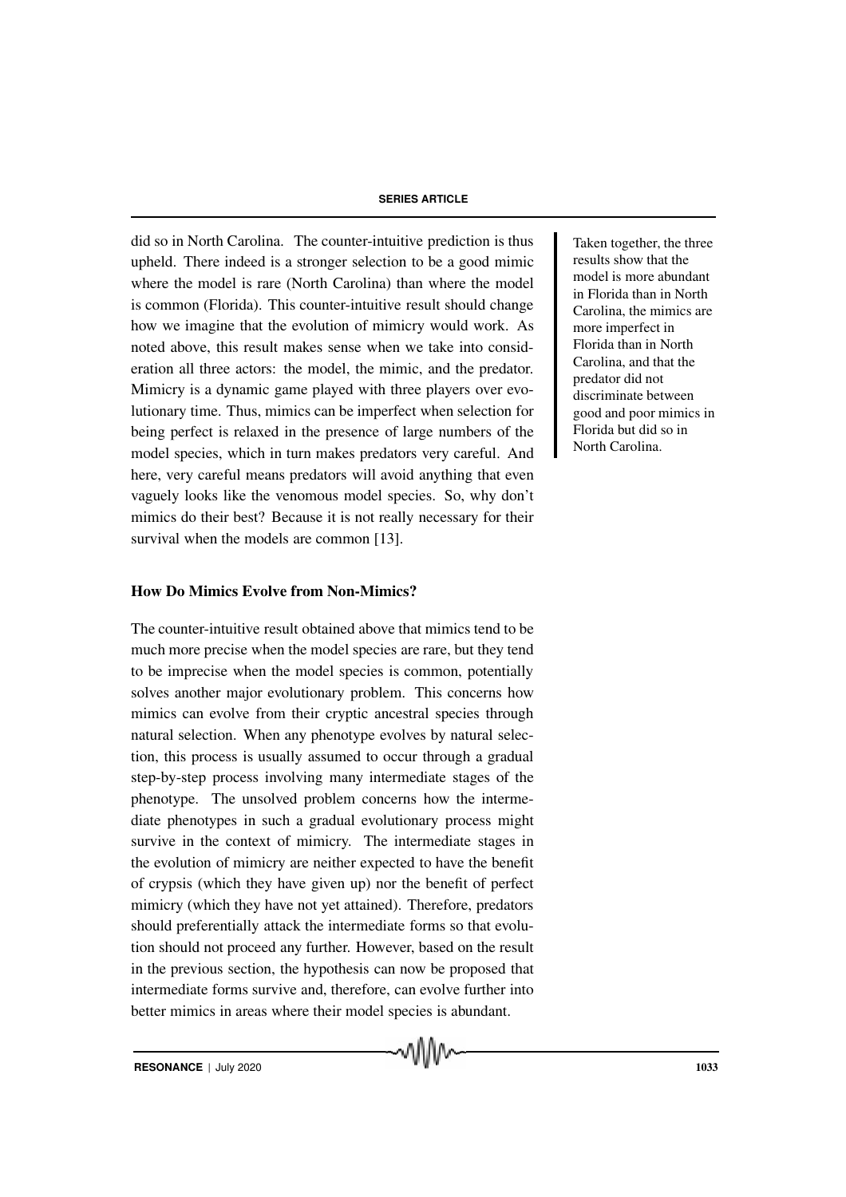did so in North Carolina. The counter-intuitive prediction is thus upheld. There indeed is a stronger selection to be a good mimic where the model is rare (North Carolina) than where the model is common (Florida). This counter-intuitive result should change how we imagine that the evolution of mimicry would work. As noted above, this result makes sense when we take into consideration all three actors: the model, the mimic, and the predator. Mimicry is a dynamic game played with three players over evolutionary time. Thus, mimics can be imperfect when selection for being perfect is relaxed in the presence of large numbers of the model species, which in turn makes predators very careful. And here, very careful means predators will avoid anything that even vaguely looks like the venomous model species. So, why don't mimics do their best? Because it is not really necessary for their survival when the models are common [13].

Taken together, the three results show that the model is more abundant in Florida than in North Carolina, the mimics are more imperfect in Florida than in North Carolina, and that the predator did not discriminate between good and poor mimics in Florida but did so in North Carolina.

### How Do Mimics Evolve from Non-Mimics?

The counter-intuitive result obtained above that mimics tend to be much more precise when the model species are rare, but they tend to be imprecise when the model species is common, potentially solves another major evolutionary problem. This concerns how mimics can evolve from their cryptic ancestral species through natural selection. When any phenotype evolves by natural selection, this process is usually assumed to occur through a gradual step-by-step process involving many intermediate stages of the phenotype. The unsolved problem concerns how the intermediate phenotypes in such a gradual evolutionary process might survive in the context of mimicry. The intermediate stages in the evolution of mimicry are neither expected to have the benefit of crypsis (which they have given up) nor the benefit of perfect mimicry (which they have not yet attained). Therefore, predators should preferentially attack the intermediate forms so that evolution should not proceed any further. However, based on the result in the previous section, the hypothesis can now be proposed that intermediate forms survive and, therefore, can evolve further into better mimics in areas where their model species is abundant.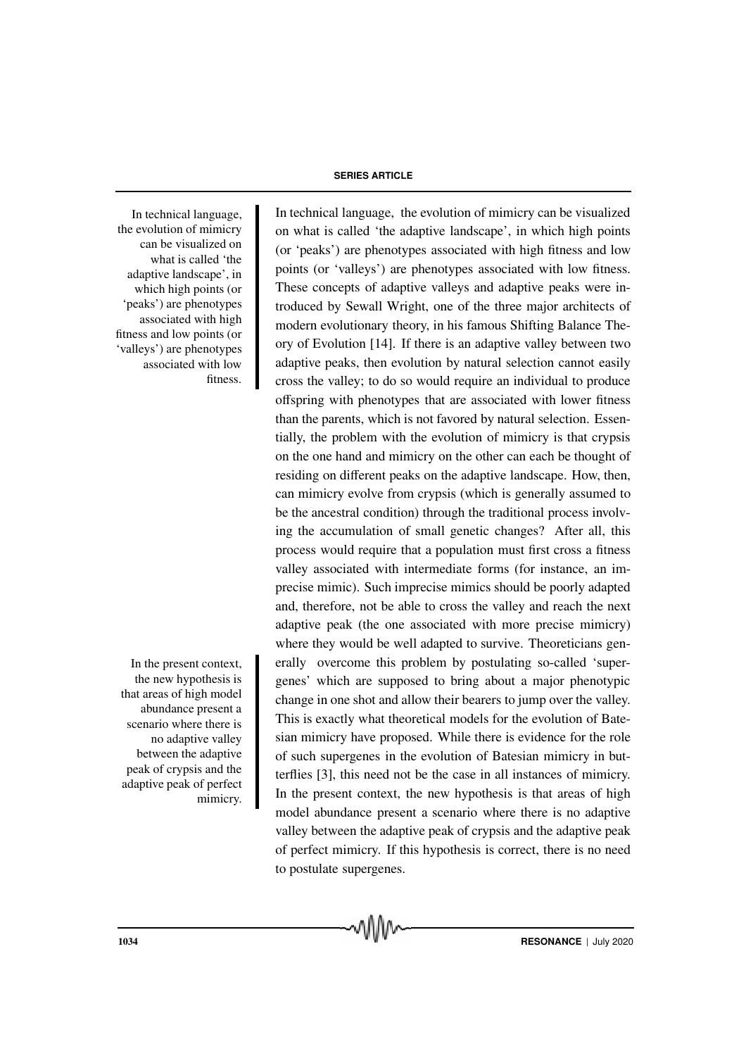In technical language, the evolution of mimicry can be visualized on what is called 'the adaptive landscape', in which high points (or 'peaks') are phenotypes associated with high fitness and low points (or 'valleys') are phenotypes associated with low fitness.

In technical language, the evolution of mimicry can be visualized on what is called 'the adaptive landscape', in which high points (or 'peaks') are phenotypes associated with high fitness and low points (or 'valleys') are phenotypes associated with low fitness. These concepts of adaptive valleys and adaptive peaks were introduced by Sewall Wright, one of the three major architects of modern evolutionary theory, in his famous Shifting Balance Theory of Evolution [14]. If there is an adaptive valley between two adaptive peaks, then evolution by natural selection cannot easily cross the valley; to do so would require an individual to produce offspring with phenotypes that are associated with lower fitness than the parents, which is not favored by natural selection. Essentially, the problem with the evolution of mimicry is that crypsis on the one hand and mimicry on the other can each be thought of residing on different peaks on the adaptive landscape. How, then, can mimicry evolve from crypsis (which is generally assumed to be the ancestral condition) through the traditional process involving the accumulation of small genetic changes? After all, this process would require that a population must first cross a fitness valley associated with intermediate forms (for instance, an imprecise mimic). Such imprecise mimics should be poorly adapted and, therefore, not be able to cross the valley and reach the next adaptive peak (the one associated with more precise mimicry) where they would be well adapted to survive. Theoreticians generally overcome this problem by postulating so-called 'supergenes' which are supposed to bring about a major phenotypic change in one shot and allow their bearers to jump over the valley. This is exactly what theoretical models for the evolution of Batesian mimicry have proposed. While there is evidence for the role of such supergenes in the evolution of Batesian mimicry in butterflies [3], this need not be the case in all instances of mimicry. In the present context, the new hypothesis is that areas of high model abundance present a scenario where there is no adaptive valley between the adaptive peak of crypsis and the adaptive peak of perfect mimicry. If this hypothesis is correct, there is no need to postulate supergenes.

In the present context, the new hypothesis is that areas of high model abundance present a scenario where there is no adaptive valley between the adaptive peak of crypsis and the adaptive peak of perfect mimicry.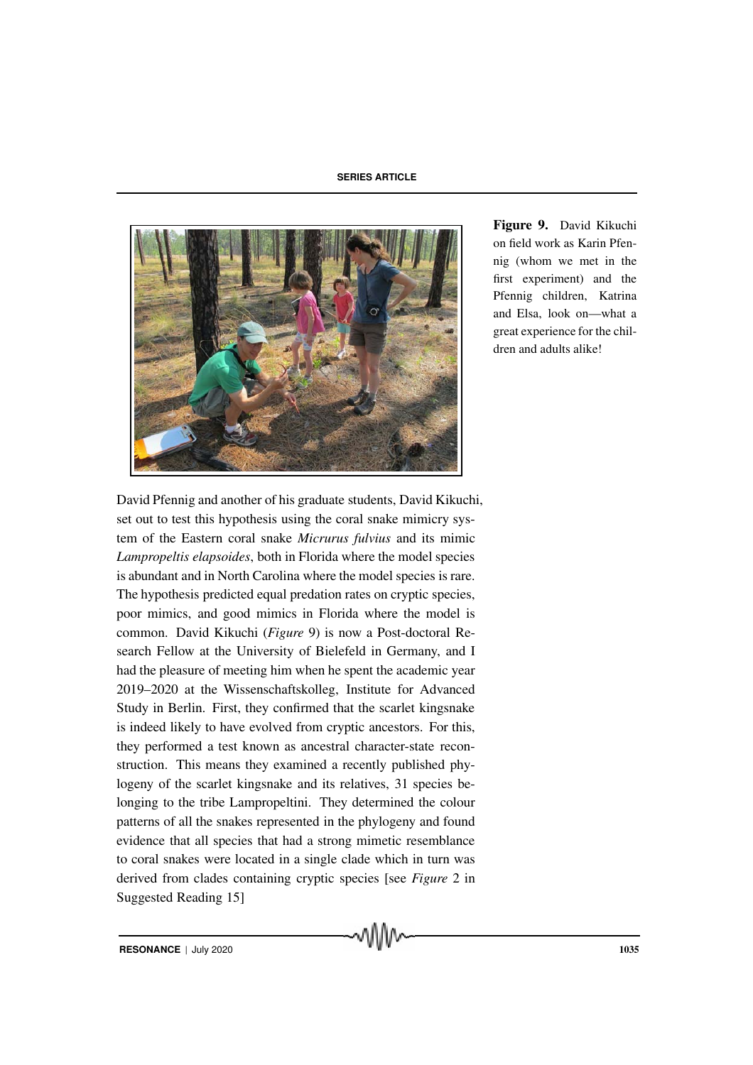**Figure 9.** David Kikuchi on field work as Karin Pfennig (whom we met in the first experiment) and the Pfennig children, Katrina and Elsa, look on—what a great experience for the children and adults alike!

David Pfennig and another of his graduate students, David Kikuchi, set out to test this hypothesis using the coral snake mimicry system of the Eastern coral snake *Micrurus fulvius* and its mimic *Lampropeltis elapsoides*, both in Florida where the model species is abundant and in North Carolina where the model species is rare. The hypothesis predicted equal predation rates on cryptic species, poor mimics, and good mimics in Florida where the model is common. David Kikuchi (*Figure* 9) is now a Post-doctoral Research Fellow at the University of Bielefeld in Germany, and I had the pleasure of meeting him when he spent the academic year 2019–2020 at the Wissenschaftskolleg, Institute for Advanced Study in Berlin. First, they confirmed that the scarlet kingsnake is indeed likely to have evolved from cryptic ancestors. For this, they performed a test known as ancestral character-state reconstruction. This means they examined a recently published phylogeny of the scarlet kingsnake and its relatives, 31 species belonging to the tribe Lampropeltini. They determined the colour patterns of all the snakes represented in the phylogeny and found evidence that all species that had a strong mimetic resemblance to coral snakes were located in a single clade which in turn was derived from clades containing cryptic species [see *Figure* 2 in Suggested Reading 15]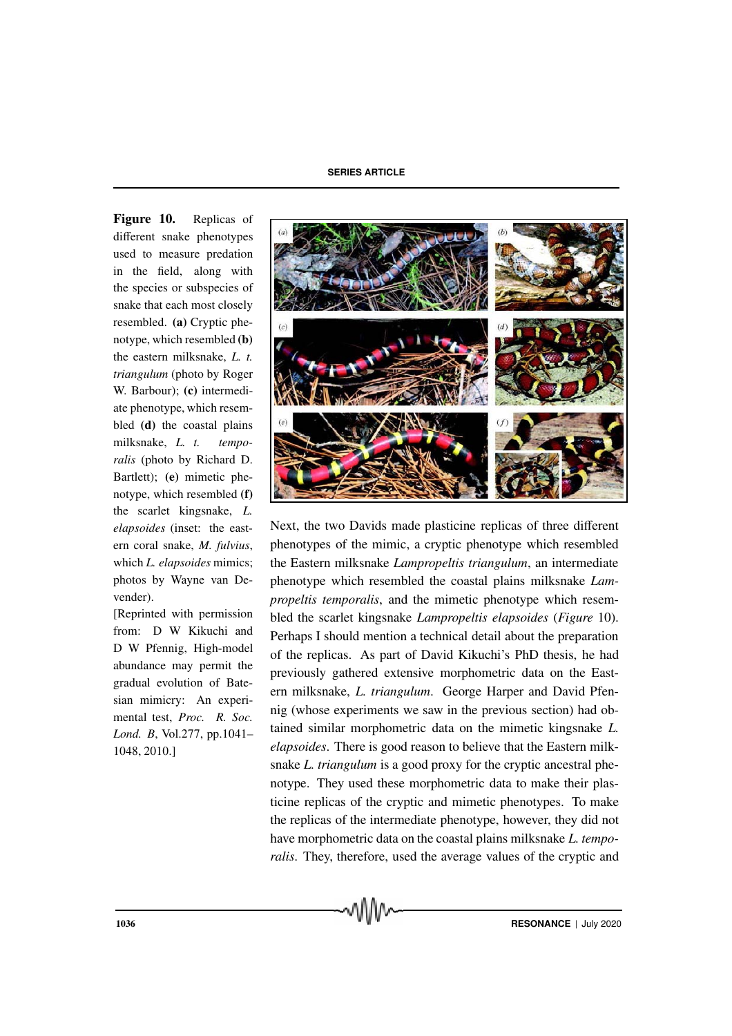**Figure 10.** Replicas of different snake phenotypes used to measure predation in the field, along with the species or subspecies of snake that each most closely resembled. **(a)** Cryptic phenotype, which resembled **(b)** the eastern milksnake, *L. t. triangulum* (photo by Roger W. Barbour); **(c)** intermediate phenotype, which resembled **(d)** the coastal plains milksnake, *L. t. temporalis* (photo by Richard D. Bartlett); **(e)** mimetic phenotype, which resembled **(f)** the scarlet kingsnake, *L. elapsoides* (inset: the eastern coral snake, *M. fulvius*, which *L. elapsoides* mimics; photos by Wayne van Devender).

[Reprinted with permission from: D W Kikuchi and D W Pfennig, High-model abundance may permit the gradual evolution of Batesian mimicry: An experimental test, *Proc. R. Soc. Lond. B*, Vol.277, pp.1041–1048, 2010.]

Next, the two Davids made plasticine replicas of three different phenotypes of the mimic, a cryptic phenotype which resembled the Eastern milksnake *Lampropeltis triangulum*, an intermediate phenotype which resembled the coastal plains milksnake *Lampropeltis temporalis*, and the mimetic phenotype which resembled the scarlet kingsnake *Lampropeltis elapsoides* (*Figure* 10). Perhaps I should mention a technical detail about the preparation of the replicas. As part of David Kikuchi's PhD thesis, he had previously gathered extensive morphometric data on the Eastern milksnake, *L. triangulum*. George Harper and David Pfennig (whose experiments we saw in the previous section) had obtained similar morphometric data on the mimetic kingsnake *L. elapsoides*. There is good reason to believe that the Eastern milksnake *L. triangulum* is a good proxy for the cryptic ancestral phenotype. They used these morphometric data to make their plasticine replicas of the cryptic and mimetic phenotypes. To make the replicas of the intermediate phenotype, however, they did not have morphometric data on the coastal plains milksnake *L. temporalis*. They, therefore, used the average values of the cryptic and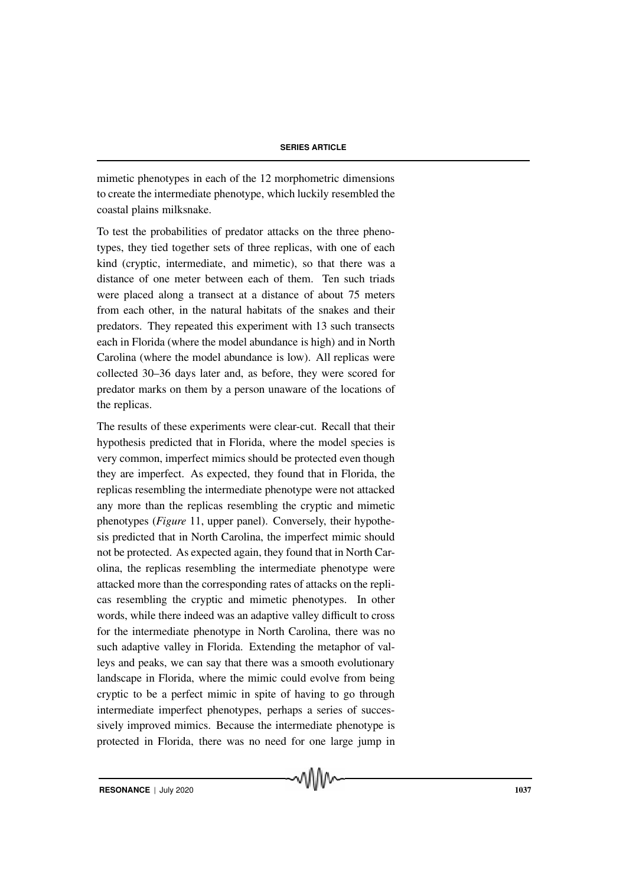mimetic phenotypes in each of the 12 morphometric dimensions to create the intermediate phenotype, which luckily resembled the coastal plains milksnake.

To test the probabilities of predator attacks on the three phenotypes, they tied together sets of three replicas, with one of each kind (cryptic, intermediate, and mimetic), so that there was a distance of one meter between each of them. Ten such triads were placed along a transect at a distance of about 75 meters from each other, in the natural habitats of the snakes and their predators. They repeated this experiment with 13 such transects each in Florida (where the model abundance is high) and in North Carolina (where the model abundance is low). All replicas were collected 30–36 days later and, as before, they were scored for predator marks on them by a person unaware of the locations of the replicas.

The results of these experiments were clear-cut. Recall that their hypothesis predicted that in Florida, where the model species is very common, imperfect mimics should be protected even though they are imperfect. As expected, they found that in Florida, the replicas resembling the intermediate phenotype were not attacked any more than the replicas resembling the cryptic and mimetic phenotypes (*Figure* 11, upper panel). Conversely, their hypothesis predicted that in North Carolina, the imperfect mimic should not be protected. As expected again, they found that in North Carolina, the replicas resembling the intermediate phenotype were attacked more than the corresponding rates of attacks on the replicas resembling the cryptic and mimetic phenotypes. In other words, while there indeed was an adaptive valley difficult to cross for the intermediate phenotype in North Carolina, there was no such adaptive valley in Florida. Extending the metaphor of valleys and peaks, we can say that there was a smooth evolutionary landscape in Florida, where the mimic could evolve from being cryptic to be a perfect mimic in spite of having to go through intermediate imperfect phenotypes, perhaps a series of successively improved mimics. Because the intermediate phenotype is protected in Florida, there was no need for one large jump in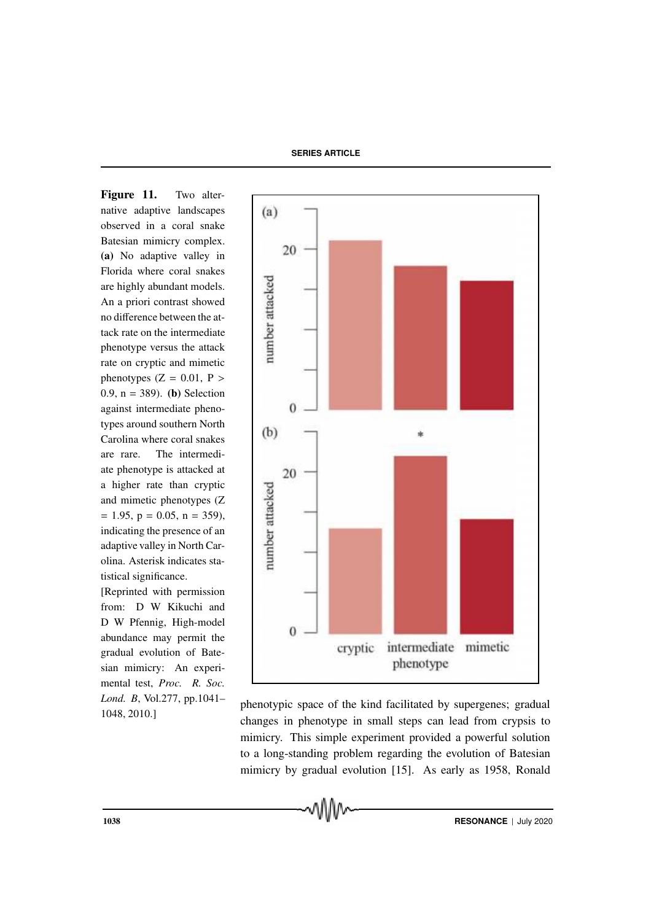**Figure 11.** Two alternative adaptive landscapes observed in a coral snake Batesian mimicry complex. **(a)** No adaptive valley in Florida where coral snakes are highly abundant models. An a priori contrast showed no difference between the attack rate on the intermediate phenotype versus the attack rate on cryptic and mimetic phenotypes ($Z = 0.01$, $P > 0.9$, $n = 389$). **(b)** Selection against intermediate phenotypes around southern North Carolina where coral snakes are rare. The intermediate phenotype is attacked at a higher rate than cryptic and mimetic phenotypes ($Z = 1.95$, $p = 0.05$, $n = 359$), indicating the presence of an adaptive valley in North Carolina. Asterisk indicates statistical significance.

[Reprinted with permission from: D W Kikuchi and D W Pfennig, High-model abundance may permit the gradual evolution of Batesian mimicry: An experimental test, *Proc. R. Soc. Lond. B*, Vol.277, pp.1041–1048, 2010.]

phenotypic space of the kind facilitated by supergenes; gradual changes in phenotype in small steps can lead from crypsis to mimicry. This simple experiment provided a powerful solution to a long-standing problem regarding the evolution of Batesian mimicry by gradual evolution [15]. As early as 1958, Ronald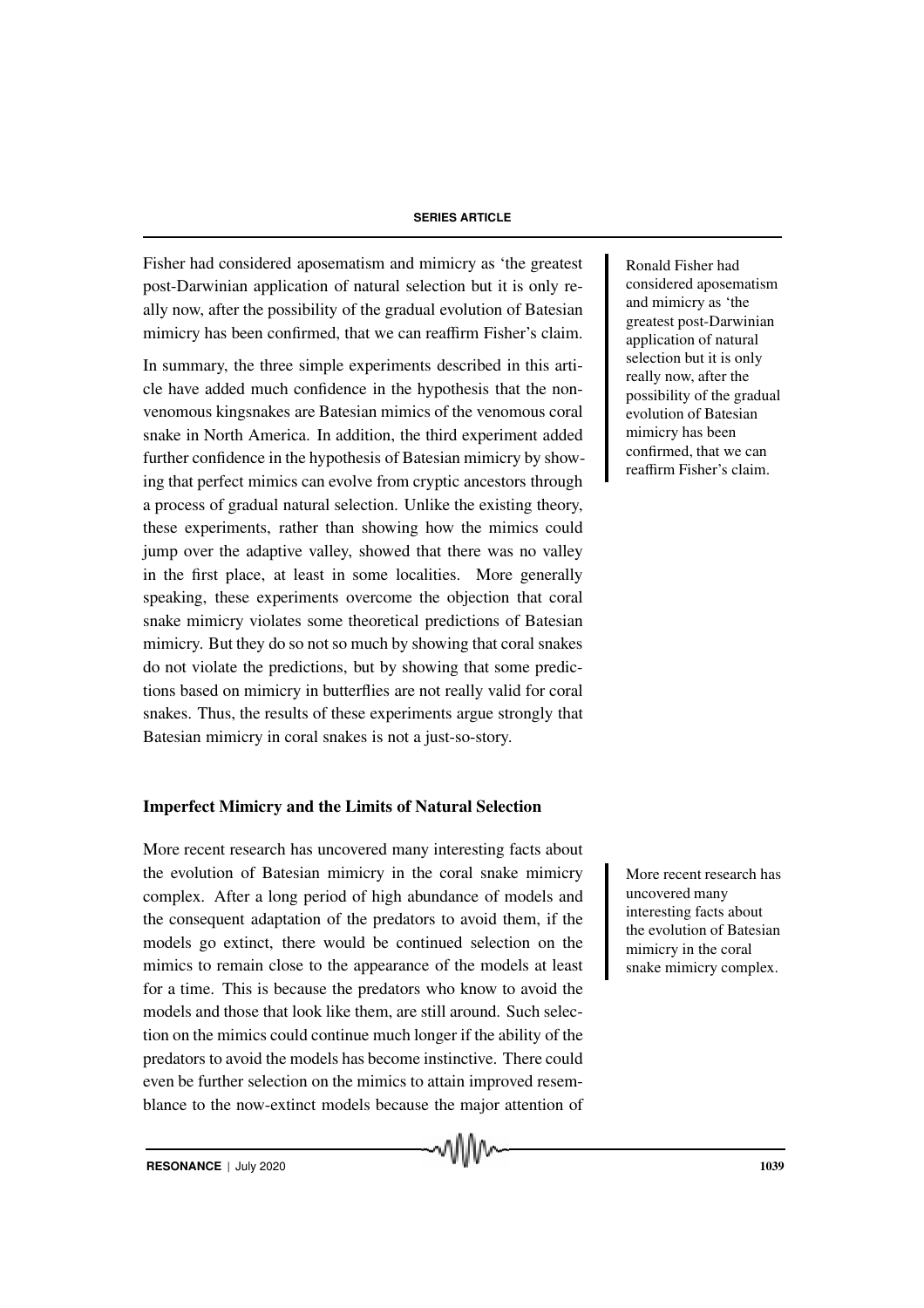Fisher had considered aposematism and mimicry as 'the greatest post-Darwinian application of natural selection but it is only really now, after the possibility of the gradual evolution of Batesian mimicry has been confirmed, that we can reaffirm Fisher's claim.

Ronald Fisher had considered aposematism and mimicry as 'the greatest post-Darwinian application of natural selection but it is only really now, after the possibility of the gradual evolution of Batesian mimicry has been confirmed, that we can reaffirm Fisher's claim.

In summary, the three simple experiments described in this article have added much confidence in the hypothesis that the nonvenomous kingsnakes are Batesian mimics of the venomous coral snake in North America. In addition, the third experiment added further confidence in the hypothesis of Batesian mimicry by showing that perfect mimics can evolve from cryptic ancestors through a process of gradual natural selection. Unlike the existing theory, these experiments, rather than showing how the mimics could jump over the adaptive valley, showed that there was no valley in the first place, at least in some localities. More generally speaking, these experiments overcome the objection that coral snake mimicry violates some theoretical predictions of Batesian mimicry. But they do so not so much by showing that coral snakes do not violate the predictions, but by showing that some predictions based on mimicry in butterflies are not really valid for coral snakes. Thus, the results of these experiments argue strongly that Batesian mimicry in coral snakes is not a just-so-story.

## Imperfect Mimicry and the Limits of Natural Selection

More recent research has uncovered many interesting facts about the evolution of Batesian mimicry in the coral snake mimicry complex. After a long period of high abundance of models and the consequent adaptation of the predators to avoid them, if the models go extinct, there would be continued selection on the mimics to remain close to the appearance of the models at least for a time. This is because the predators who know to avoid the models and those that look like them, are still around. Such selection on the mimics could continue much longer if the ability of the predators to avoid the models has become instinctive. There could even be further selection on the mimics to attain improved resemblance to the now-extinct models because the major attention of

More recent research has uncovered many interesting facts about the evolution of Batesian mimicry in the coral snake mimicry complex.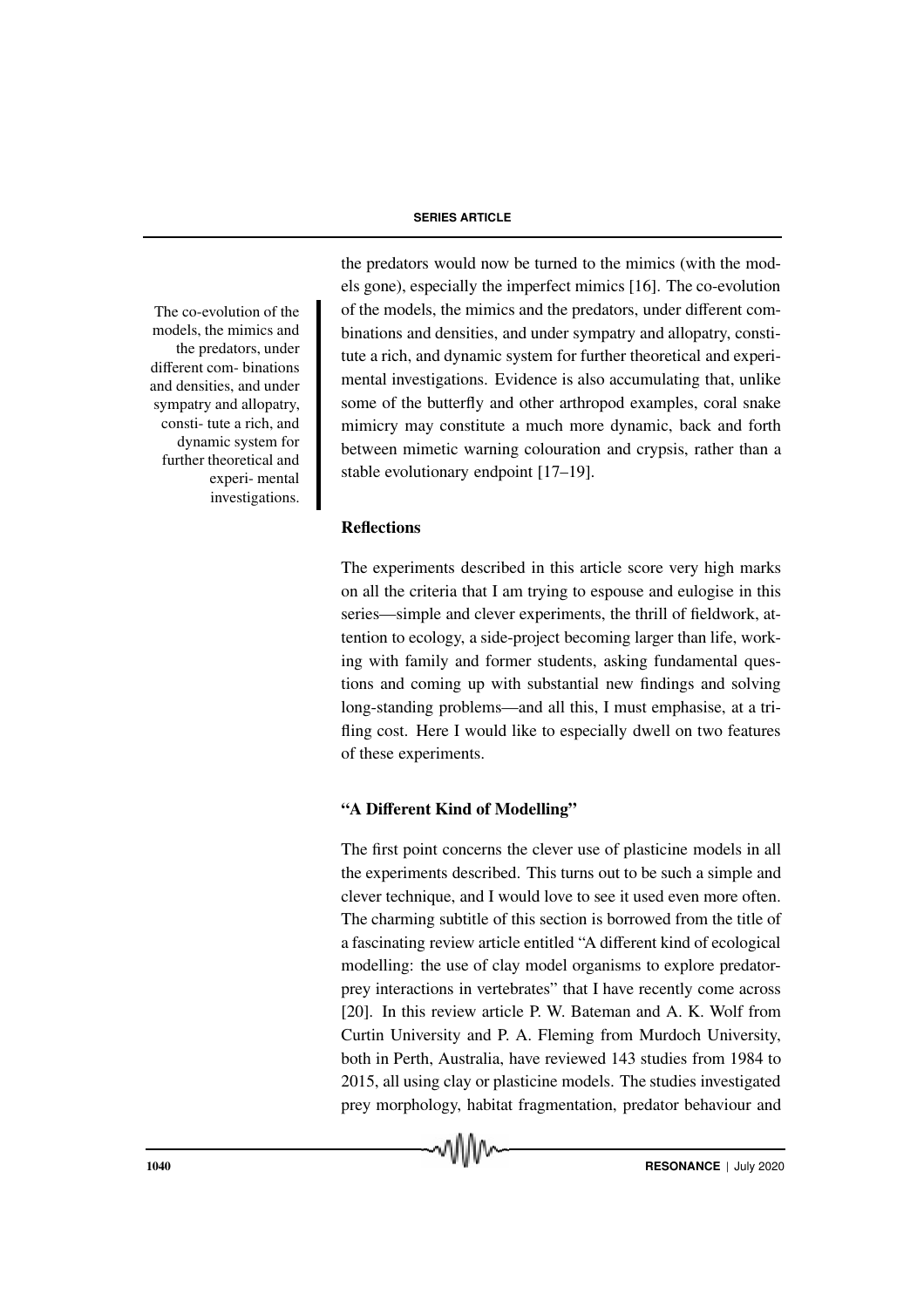the predators would now be turned to the mimics (with the models gone), especially the imperfect mimics [16]. The co-evolution of the models, the mimics and the predators, under different combinations and densities, and under sympatry and allopatry, constitute a rich, and dynamic system for further theoretical and experimental investigations. Evidence is also accumulating that, unlike some of the butterfly and other arthropod examples, coral snake mimicry may constitute a much more dynamic, back and forth between mimetic warning colouration and crypsis, rather than a stable evolutionary endpoint [17–19].

The co-evolution of the models, the mimics and the predators, under different com- binations and densities, and under sympatry and allopatry, consti- tute a rich, and dynamic system for further theoretical and experi- mental investigations.

## Reflections

The experiments described in this article score very high marks on all the criteria that I am trying to espouse and eulogise in this series—simple and clever experiments, the thrill of fieldwork, attention to ecology, a side-project becoming larger than life, working with family and former students, asking fundamental questions and coming up with substantial new findings and solving long-standing problems—and all this, I must emphasise, at a trifling cost. Here I would like to especially dwell on two features of these experiments.

## "A Different Kind of Modelling"

The first point concerns the clever use of plasticine models in all the experiments described. This turns out to be such a simple and clever technique, and I would love to see it used even more often. The charming subtitle of this section is borrowed from the title of a fascinating review article entitled "A different kind of ecological modelling: the use of clay model organisms to explore predator-prey interactions in vertebrates" that I have recently come across [20]. In this review article P. W. Bateman and A. K. Wolf from Curtin University and P. A. Fleming from Murdoch University, both in Perth, Australia, have reviewed 143 studies from 1984 to 2015, all using clay or plasticine models. The studies investigated prey morphology, habitat fragmentation, predator behaviour and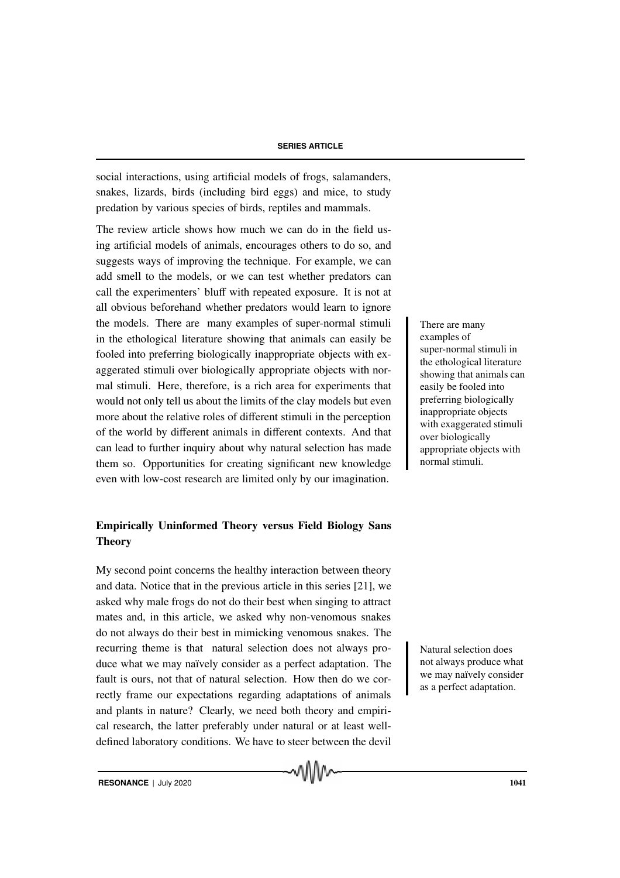social interactions, using artificial models of frogs, salamanders, snakes, lizards, birds (including bird eggs) and mice, to study predation by various species of birds, reptiles and mammals.

The review article shows how much we can do in the field using artificial models of animals, encourages others to do so, and suggests ways of improving the technique. For example, we can add smell to the models, or we can test whether predators can call the experimenters' bluff with repeated exposure. It is not at all obvious beforehand whether predators would learn to ignore the models. There are many examples of super-normal stimuli in the ethological literature showing that animals can easily be fooled into preferring biologically inappropriate objects with exaggerated stimuli over biologically appropriate objects with normal stimuli. Here, therefore, is a rich area for experiments that would not only tell us about the limits of the clay models but even more about the relative roles of different stimuli in the perception of the world by different animals in different contexts. And that can lead to further inquiry about why natural selection has made them so. Opportunities for creating significant new knowledge even with low-cost research are limited only by our imagination.

> There are many examples of super-normal stimuli in the ethological literature showing that animals can easily be fooled into preferring biologically inappropriate objects with exaggerated stimuli over biologically appropriate objects with normal stimuli.

## Empirically Uninformed Theory versus Field Biology Sans Theory

My second point concerns the healthy interaction between theory and data. Notice that in the previous article in this series [21], we asked why male frogs do not do their best when singing to attract mates and, in this article, we asked why non-venomous snakes do not always do their best in mimicking venomous snakes. The recurring theme is that natural selection does not always produce what we may naïvely consider as a perfect adaptation. The fault is ours, not that of natural selection. How then do we correctly frame our expectations regarding adaptations of animals and plants in nature? Clearly, we need both theory and empirical research, the latter preferably under natural or at least well-defined laboratory conditions. We have to steer between the devil

> Natural selection does not always produce what we may naïvely consider as a perfect adaptation.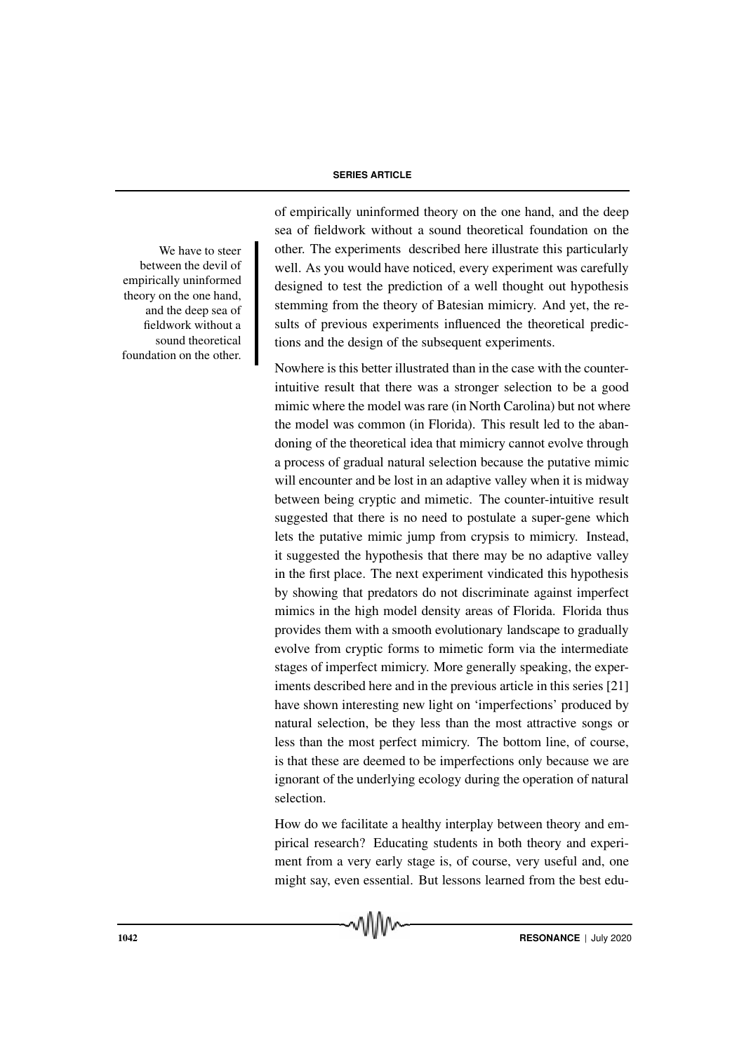of empirically uninformed theory on the one hand, and the deep sea of fieldwork without a sound theoretical foundation on the other. The experiments described here illustrate this particularly well. As you would have noticed, every experiment was carefully designed to test the prediction of a well thought out hypothesis stemming from the theory of Batesian mimicry. And yet, the results of previous experiments influenced the theoretical predictions and the design of the subsequent experiments.

> We have to steer between the devil of empirically uninformed theory on the one hand, and the deep sea of fieldwork without a sound theoretical foundation on the other.

Nowhere is this better illustrated than in the case with the counter-intuitive result that there was a stronger selection to be a good mimic where the model was rare (in North Carolina) but not where the model was common (in Florida). This result led to the abandoning of the theoretical idea that mimicry cannot evolve through a process of gradual natural selection because the putative mimic will encounter and be lost in an adaptive valley when it is midway between being cryptic and mimetic. The counter-intuitive result suggested that there is no need to postulate a super-gene which lets the putative mimic jump from crypsis to mimicry. Instead, it suggested the hypothesis that there may be no adaptive valley in the first place. The next experiment vindicated this hypothesis by showing that predators do not discriminate against imperfect mimics in the high model density areas of Florida. Florida thus provides them with a smooth evolutionary landscape to gradually evolve from cryptic forms to mimetic form via the intermediate stages of imperfect mimicry. More generally speaking, the experiments described here and in the previous article in this series [21] have shown interesting new light on 'imperfections' produced by natural selection, be they less than the most attractive songs or less than the most perfect mimicry. The bottom line, of course, is that these are deemed to be imperfections only because we are ignorant of the underlying ecology during the operation of natural selection.

How do we facilitate a healthy interplay between theory and empirical research? Educating students in both theory and experiment from a very early stage is, of course, very useful and, one might say, even essential. But lessons learned from the best edu-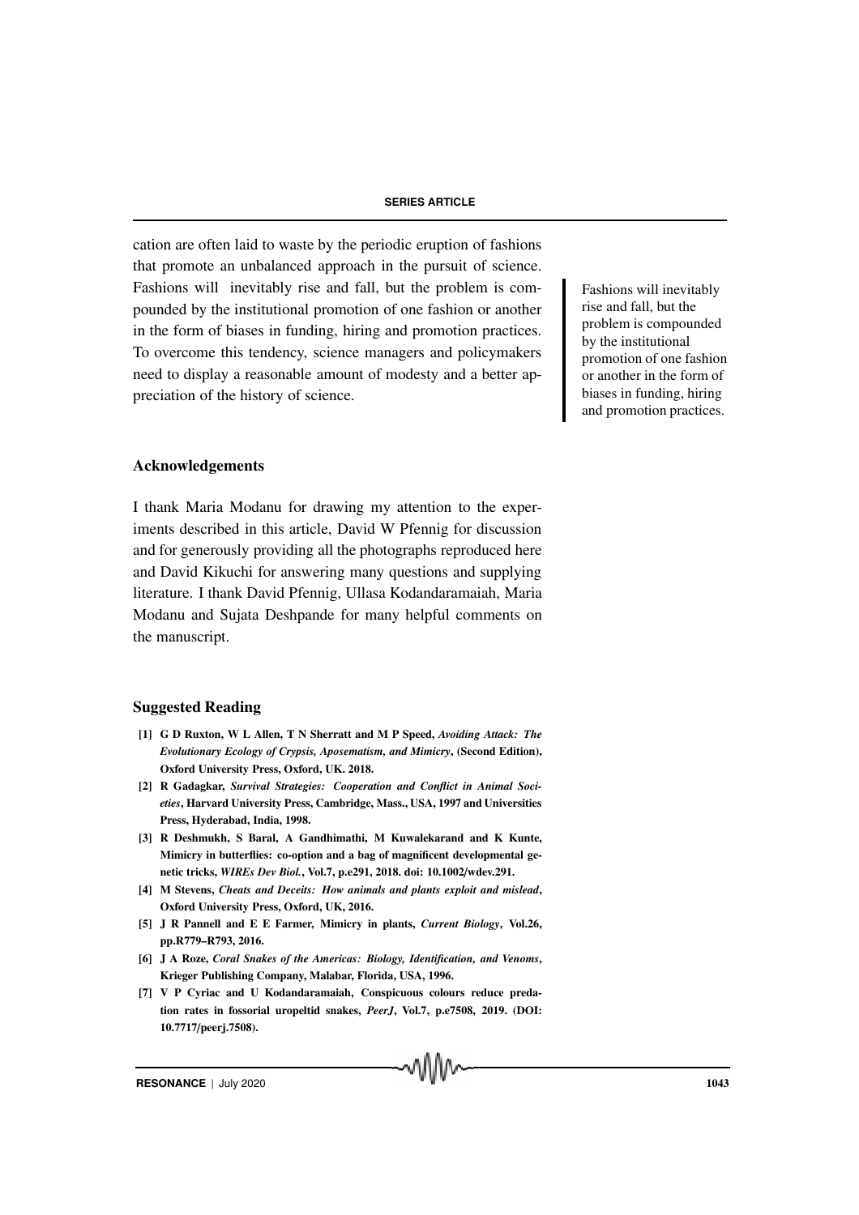cation are often laid to waste by the periodic eruption of fashions that promote an unbalanced approach in the pursuit of science. Fashions will inevitably rise and fall, but the problem is compounded by the institutional promotion of one fashion or another in the form of biases in funding, hiring and promotion practices. To overcome this tendency, science managers and policymakers need to display a reasonable amount of modesty and a better appreciation of the history of science.

Fashions will inevitably rise and fall, but the problem is compounded by the institutional promotion of one fashion or another in the form of biases in funding, hiring and promotion practices.

### Acknowledgements

I thank Maria Modanu for drawing my attention to the experiments described in this article, David W Pfennig for discussion and for generously providing all the photographs reproduced here and David Kikuchi for answering many questions and supplying literature. I thank David Pfennig, Ullasa Kodandaramaiah, Maria Modanu and Sujata Deshpande for many helpful comments on the manuscript.

### Suggested Reading

**[1] G D Ruxton, W L Allen, T N Sherratt and M P Speed, *Avoiding Attack: The Evolutionary Ecology of Crypsis, Aposematism, and Mimicry*, (Second Edition), Oxford University Press, Oxford, UK. 2018.**

**[2] R Gadagkar, *Survival Strategies: Cooperation and Conflict in Animal Societies*, Harvard University Press, Cambridge, Mass., USA, 1997 and Universities Press, Hyderabad, India, 1998.**

**[3] R Deshmukh, S Baral, A Gandhimathi, M Kuwalekarand and K Kunte, Mimicry in butterflies: co-option and a bag of magnificent developmental genetic tricks, *WIREs Dev Biol.*, Vol.7, p.e291, 2018. doi: 10.1002/wdev.291.**

**[4] M Stevens, *Cheats and Deceits: How animals and plants exploit and mislead*, Oxford University Press, Oxford, UK, 2016.**

**[5] J R Pannell and E E Farmer, Mimicry in plants, *Current Biology*, Vol.26, pp.R779–R793, 2016.**

**[6] J A Roze, *Coral Snakes of the Americas: Biology, Identification, and Venoms*, Krieger Publishing Company, Malabar, Florida, USA, 1996.**

**[7] V P Cyriac and U Kodandaramaiah, Conspicuous colours reduce predation rates in fossorial uropeltid snakes, *PeerJ*, Vol.7, p.e7508, 2019. (DOI: 10.7717/peerj.7508).**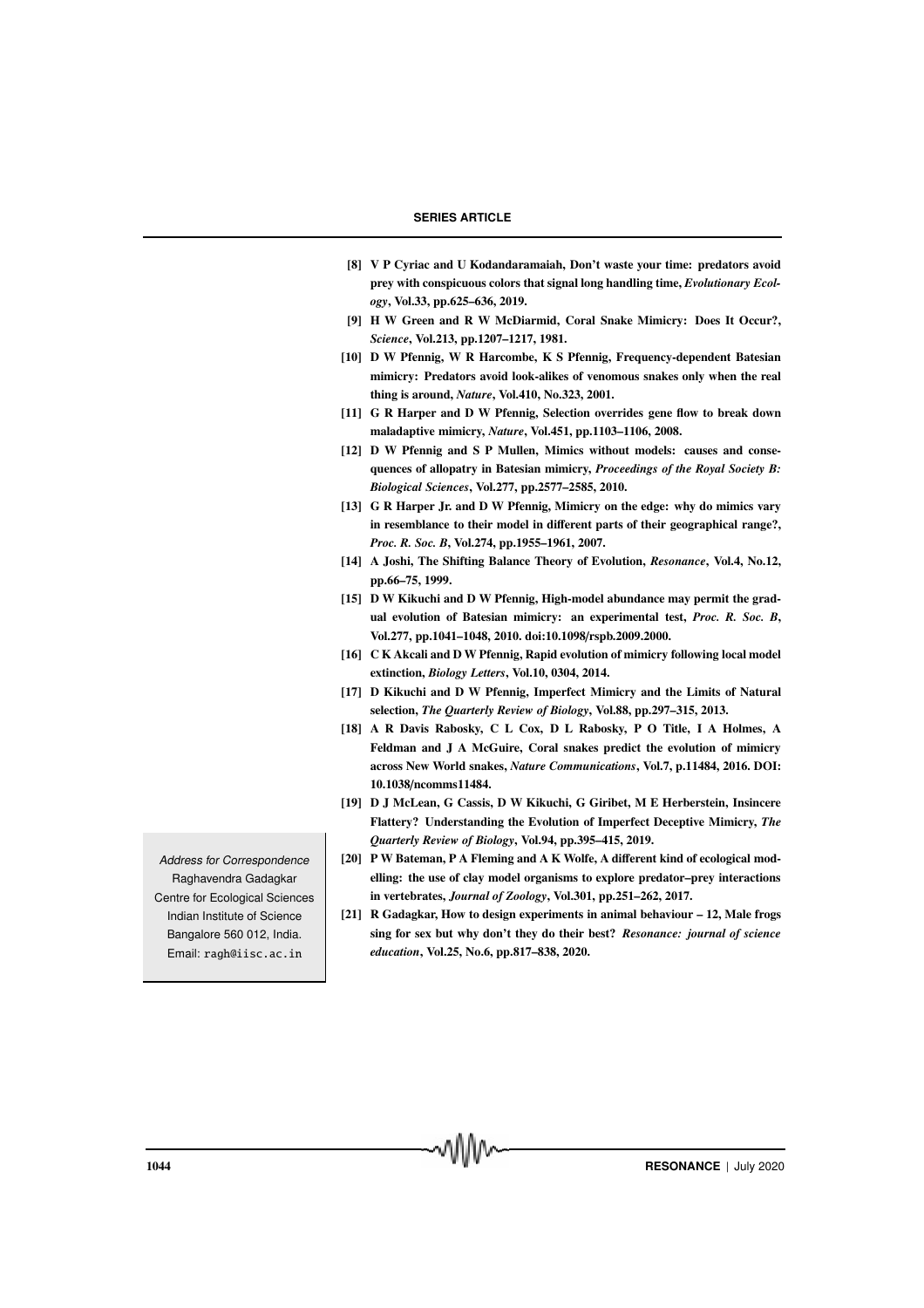**[8] V P Cyriac and U Kodandaramaiah, Don't waste your time: predators avoid prey with conspicuous colors that signal long handling time, *Evolutionary Ecology*, Vol.33, pp.625–636, 2019.**

**[9] H W Green and R W McDiarmid, Coral Snake Mimicry: Does It Occur?, *Science*, Vol.213, pp.1207–1217, 1981.**

**[10] D W Pfennig, W R Harcombe, K S Pfennig, Frequency-dependent Batesian mimicry: Predators avoid look-alikes of venomous snakes only when the real thing is around, *Nature*, Vol.410, No.323, 2001.**

**[11] G R Harper and D W Pfennig, Selection overrides gene flow to break down maladaptive mimicry, *Nature*, Vol.451, pp.1103–1106, 2008.**

**[12] D W Pfennig and S P Mullen, Mimics without models: causes and consequences of allopatry in Batesian mimicry, *Proceedings of the Royal Society B: Biological Sciences*, Vol.277, pp.2577–2585, 2010.**

**[13] G R Harper Jr. and D W Pfennig, Mimicry on the edge: why do mimics vary in resemblance to their model in different parts of their geographical range?, *Proc. R. Soc. B*, Vol.274, pp.1955–1961, 2007.**

**[14] A Joshi, The Shifting Balance Theory of Evolution, *Resonance*, Vol.4, No.12, pp.66–75, 1999.**

**[15] D W Kikuchi and D W Pfennig, High-model abundance may permit the gradual evolution of Batesian mimicry: an experimental test, *Proc. R. Soc. B*, Vol.277, pp.1041–1048, 2010. doi:10.1098/rspb.2009.2000.**

**[16] C K Akcali and D W Pfennig, Rapid evolution of mimicry following local model extinction, *Biology Letters*, Vol.10, 0304, 2014.**

**[17] D Kikuchi and D W Pfennig, Imperfect Mimicry and the Limits of Natural selection, *The Quarterly Review of Biology*, Vol.88, pp.297–315, 2013.**

**[18] A R Davis Rabosky, C L Cox, D L Rabosky, P O Title, I A Holmes, A Feldman and J A McGuire, Coral snakes predict the evolution of mimicry across New World snakes, *Nature Communications*, Vol.7, p.11484, 2016. DOI: 10.1038/ncomms11484.**

**[19] D J McLean, G Cassis, D W Kikuchi, G Giribet, M E Herberstein, Insincere Flattery? Understanding the Evolution of Imperfect Deceptive Mimicry, *The Quarterly Review of Biology*, Vol.94, pp.395–415, 2019.**

**[20] P W Bateman, P A Fleming and A K Wolfe, A different kind of ecological modelling: the use of clay model organisms to explore predator–prey interactions in vertebrates, *Journal of Zoology*, Vol.301, pp.251–262, 2017.**

**[21] R Gadagkar, How to design experiments in animal behaviour – 12, Male frogs sing for sex but why don't they do their best? *Resonance: journal of science education*, Vol.25, No.6, pp.817–838, 2020.**

*Address for Correspondence*
Raghavendra Gadagkar
Centre for Ecological Sciences
Indian Institute of Science
Bangalore 560 012, India.
Email: ragh@iisc.ac.in